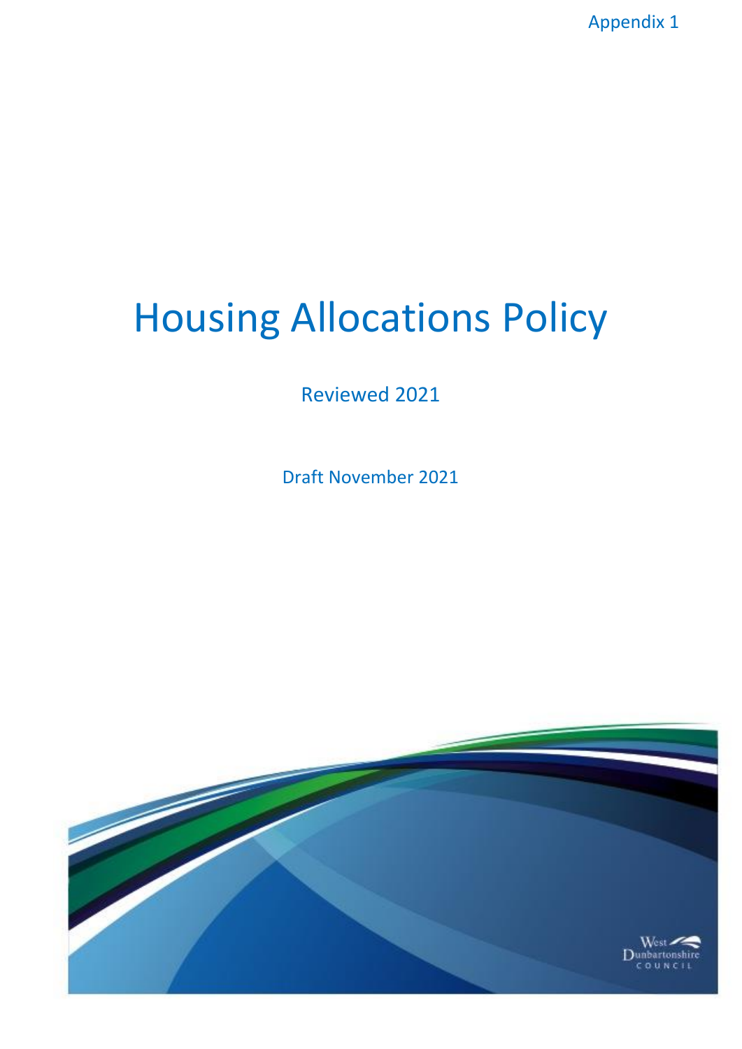Appendix 1

# Housing Allocations Policy

Reviewed 2021

Draft November 2021

West Dunbartonshire COUNCIL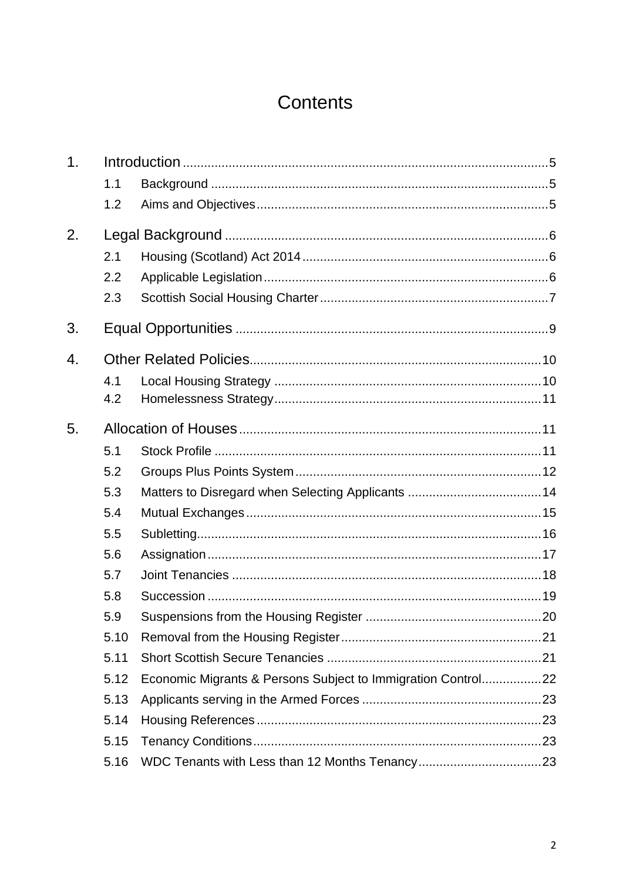# Contents

1. Introduction ........ 5
   - 1.1 Background ........ 5
   - 1.2 Aims and Objectives ........ 5
2. Legal Background ........ 6
   - 2.1 Housing (Scotland) Act 2014 ........ 6
   - 2.2 Applicable Legislation ........ 6
   - 2.3 Scottish Social Housing Charter ........ 7
3. Equal Opportunities ........ 9
4. Other Related Policies ........ 10
   - 4.1 Local Housing Strategy ........ 10
   - 4.2 Homelessness Strategy ........ 11
5. Allocation of Houses ........ 11
   - 5.1 Stock Profile ........ 11
   - 5.2 Groups Plus Points System ........ 12
   - 5.3 Matters to Disregard when Selecting Applicants ........ 14
   - 5.4 Mutual Exchanges ........ 15
   - 5.5 Subletting ........ 16
   - 5.6 Assignation ........ 17
   - 5.7 Joint Tenancies ........ 18
   - 5.8 Succession ........ 19
   - 5.9 Suspensions from the Housing Register ........ 20
   - 5.10 Removal from the Housing Register ........ 21
   - 5.11 Short Scottish Secure Tenancies ........ 21
   - 5.12 Economic Migrants & Persons Subject to Immigration Control ........ 22
   - 5.13 Applicants serving in the Armed Forces ........ 23
   - 5.14 Housing References ........ 23
   - 5.15 Tenancy Conditions ........ 23
   - 5.16 WDC Tenants with Less than 12 Months Tenancy ........ 23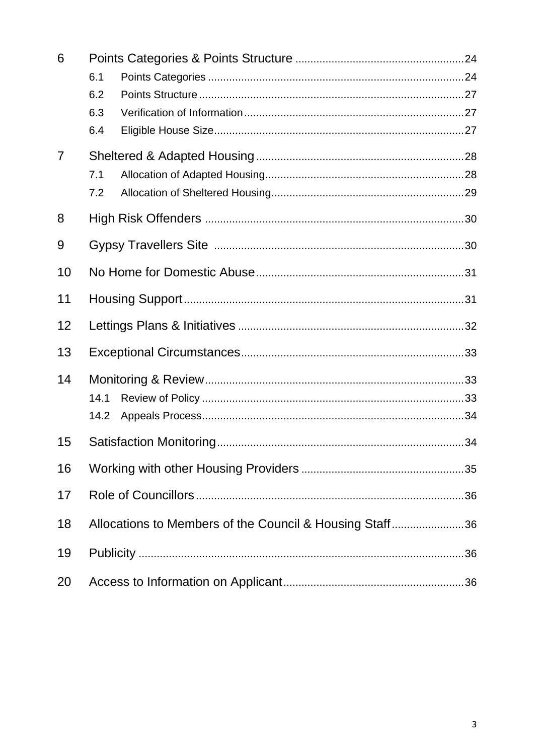6 Points Categories & Points Structure ....................................................... 24
- 6.1 Points Categories .................................................................................. 24
- 6.2 Points Structure ..................................................................................... 27
- 6.3 Verification of Information ..................................................................... 27
- 6.4 Eligible House Size ................................................................................ 27

7 Sheltered & Adapted Housing ................................................................... 28
- 7.1 Allocation of Adapted Housing ............................................................... 28
- 7.2 Allocation of Sheltered Housing ............................................................. 29

8 High Risk Offenders .................................................................................... 30

9 Gypsy Travellers Site ................................................................................. 30

10 No Home for Domestic Abuse .................................................................... 31

11 Housing Support ......................................................................................... 31

12 Lettings Plans & Initiatives ......................................................................... 32

13 Exceptional Circumstances ........................................................................ 33

14 Monitoring & Review .................................................................................. 33
- 14.1 Review of Policy ................................................................................... 33
- 14.2 Appeals Process ................................................................................... 34

15 Satisfaction Monitoring ............................................................................... 34

16 Working with other Housing Providers ...................................................... 35

17 Role of Councillors ...................................................................................... 36

18 Allocations to Members of the Council & Housing Staff ........................ 36

19 Publicity ....................................................................................................... 36

20 Access to Information on Applicant .......................................................... 36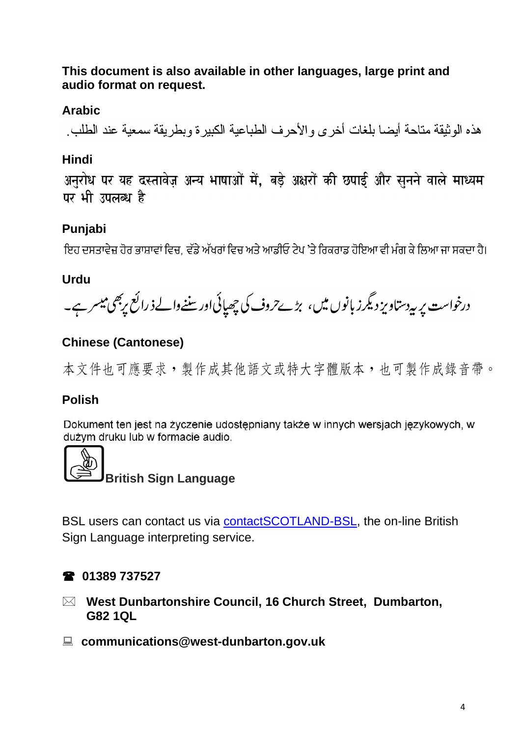**This document is also available in other languages, large print and audio format on request.**

**Arabic**

هذه الوثيقة متاحة أيضا بلغات أخرى والأحرف الطباعية الكبيرة وبطريقة سمعية عند الطلب.

**Hindi**

अनुरोध पर यह दस्तावेज़ अन्य भाषाओं में, बड़े अक्षरों की छपाई और सुनने वाले माध्यम पर भी उपलब्ध है

**Punjabi**

ਇਹ ਦਸਤਾਵੇਜ਼ ਹੋਰ ਭਾਸ਼ਾਵਾਂ ਵਿਚ, ਵੱਡੇ ਅੱਖਰਾਂ ਵਿਚ ਅਤੇ ਆਡੀਓ ਟੇਪ 'ਤੇ ਰਿਕਰਾਡ ਹੋਇਆ ਵੀ ਮੰਗ ਕੇ ਲਿਆ ਜਾ ਸਕਦਾ ਹੈ।

**Urdu**

درخواست پر یہ دستاویز دیگر زبانوں میں، بڑے حروف کی چھپائی اور سننے والے ذرائع پر بھی میسر ہے۔

**Chinese (Cantonese)**

本文件也可應要求，製作成其他語文或特大字體版本，也可製作成錄音帶。

**Polish**

Dokument ten jest na życzenie udostępniany także w innych wersjach językowych, w dużym druku lub w formacie audio.

**British Sign Language**

BSL users can contact us via contactSCOTLAND-BSL, the on-line British Sign Language interpreting service.

☎ **01389 737527**

✉ **West Dunbartonshire Council, 16 Church Street, Dumbarton, G82 1QL**

💻 **communications@west-dunbarton.gov.uk**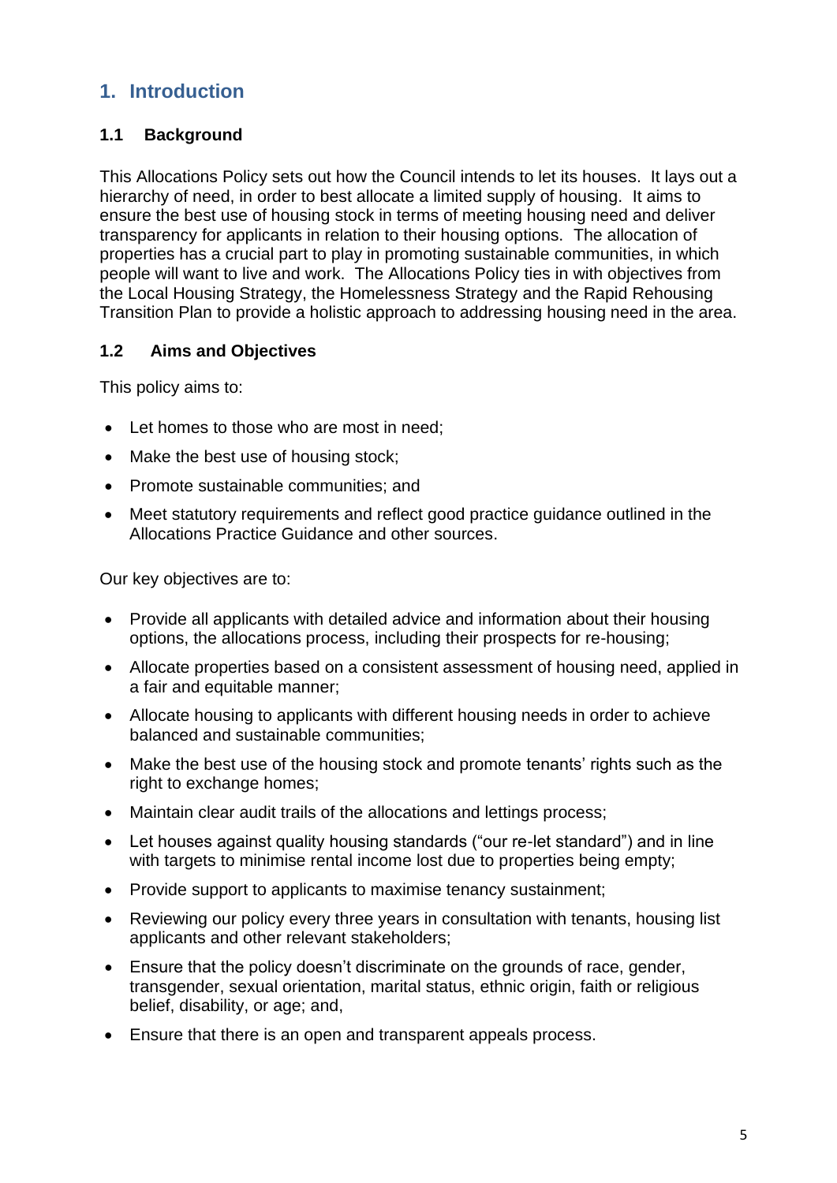## 1. Introduction

### 1.1 Background

This Allocations Policy sets out how the Council intends to let its houses. It lays out a hierarchy of need, in order to best allocate a limited supply of housing. It aims to ensure the best use of housing stock in terms of meeting housing need and deliver transparency for applicants in relation to their housing options. The allocation of properties has a crucial part to play in promoting sustainable communities, in which people will want to live and work. The Allocations Policy ties in with objectives from the Local Housing Strategy, the Homelessness Strategy and the Rapid Rehousing Transition Plan to provide a holistic approach to addressing housing need in the area.

### 1.2 Aims and Objectives

This policy aims to:

- Let homes to those who are most in need;
- Make the best use of housing stock;
- Promote sustainable communities; and
- Meet statutory requirements and reflect good practice guidance outlined in the Allocations Practice Guidance and other sources.

Our key objectives are to:

- Provide all applicants with detailed advice and information about their housing options, the allocations process, including their prospects for re-housing;
- Allocate properties based on a consistent assessment of housing need, applied in a fair and equitable manner;
- Allocate housing to applicants with different housing needs in order to achieve balanced and sustainable communities;
- Make the best use of the housing stock and promote tenants' rights such as the right to exchange homes;
- Maintain clear audit trails of the allocations and lettings process;
- Let houses against quality housing standards ("our re-let standard") and in line with targets to minimise rental income lost due to properties being empty;
- Provide support to applicants to maximise tenancy sustainment;
- Reviewing our policy every three years in consultation with tenants, housing list applicants and other relevant stakeholders;
- Ensure that the policy doesn't discriminate on the grounds of race, gender, transgender, sexual orientation, marital status, ethnic origin, faith or religious belief, disability, or age; and,
- Ensure that there is an open and transparent appeals process.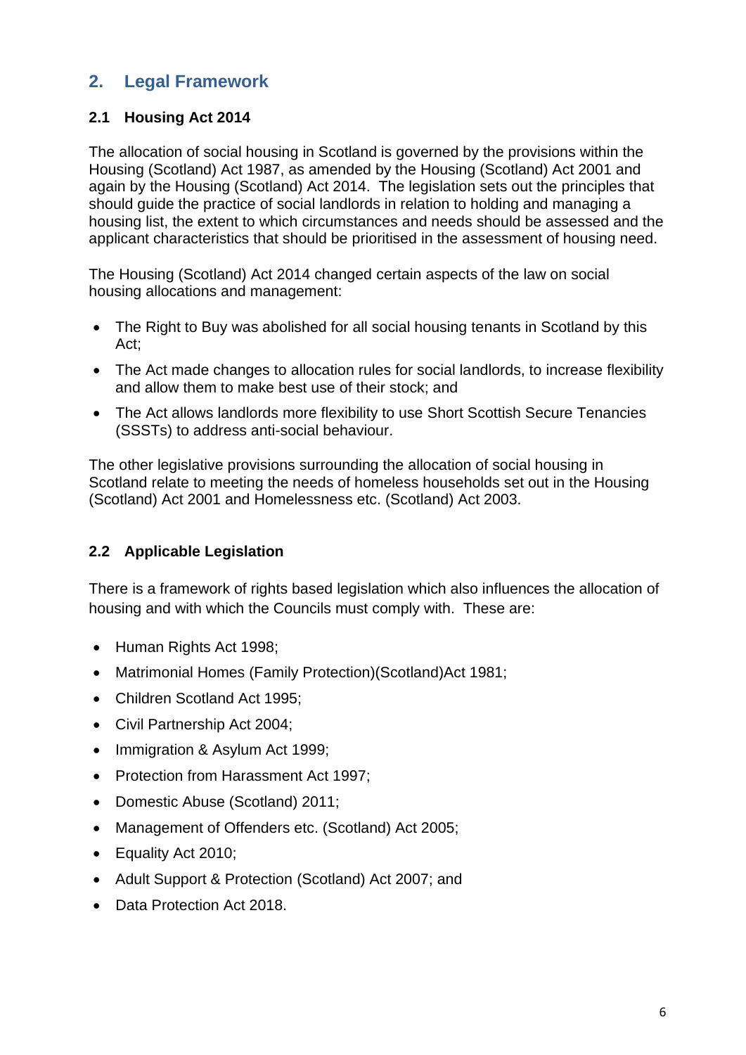## 2. Legal Framework

### 2.1 Housing Act 2014

The allocation of social housing in Scotland is governed by the provisions within the Housing (Scotland) Act 1987, as amended by the Housing (Scotland) Act 2001 and again by the Housing (Scotland) Act 2014. The legislation sets out the principles that should guide the practice of social landlords in relation to holding and managing a housing list, the extent to which circumstances and needs should be assessed and the applicant characteristics that should be prioritised in the assessment of housing need.

The Housing (Scotland) Act 2014 changed certain aspects of the law on social housing allocations and management:

- The Right to Buy was abolished for all social housing tenants in Scotland by this Act;
- The Act made changes to allocation rules for social landlords, to increase flexibility and allow them to make best use of their stock; and
- The Act allows landlords more flexibility to use Short Scottish Secure Tenancies (SSSTs) to address anti-social behaviour.

The other legislative provisions surrounding the allocation of social housing in Scotland relate to meeting the needs of homeless households set out in the Housing (Scotland) Act 2001 and Homelessness etc. (Scotland) Act 2003.

### 2.2 Applicable Legislation

There is a framework of rights based legislation which also influences the allocation of housing and with which the Councils must comply with. These are:

- Human Rights Act 1998;
- Matrimonial Homes (Family Protection)(Scotland)Act 1981;
- Children Scotland Act 1995;
- Civil Partnership Act 2004;
- Immigration & Asylum Act 1999;
- Protection from Harassment Act 1997;
- Domestic Abuse (Scotland) 2011;
- Management of Offenders etc. (Scotland) Act 2005;
- Equality Act 2010;
- Adult Support & Protection (Scotland) Act 2007; and
- Data Protection Act 2018.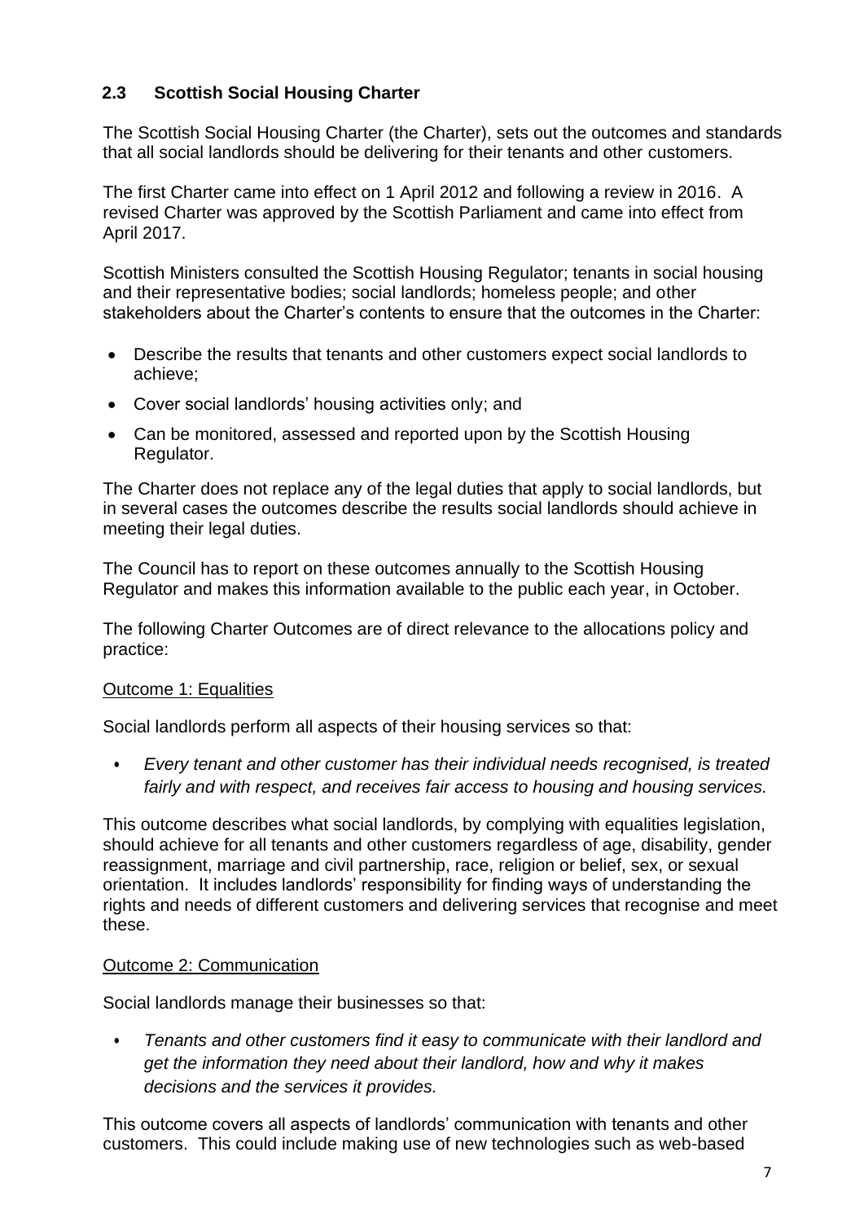## 2.3 Scottish Social Housing Charter

The Scottish Social Housing Charter (the Charter), sets out the outcomes and standards that all social landlords should be delivering for their tenants and other customers.

The first Charter came into effect on 1 April 2012 and following a review in 2016. A revised Charter was approved by the Scottish Parliament and came into effect from April 2017.

Scottish Ministers consulted the Scottish Housing Regulator; tenants in social housing and their representative bodies; social landlords; homeless people; and other stakeholders about the Charter's contents to ensure that the outcomes in the Charter:

- Describe the results that tenants and other customers expect social landlords to achieve;
- Cover social landlords' housing activities only; and
- Can be monitored, assessed and reported upon by the Scottish Housing Regulator.

The Charter does not replace any of the legal duties that apply to social landlords, but in several cases the outcomes describe the results social landlords should achieve in meeting their legal duties.

The Council has to report on these outcomes annually to the Scottish Housing Regulator and makes this information available to the public each year, in October.

The following Charter Outcomes are of direct relevance to the allocations policy and practice:

Outcome 1: Equalities

Social landlords perform all aspects of their housing services so that:

- *Every tenant and other customer has their individual needs recognised, is treated fairly and with respect, and receives fair access to housing and housing services.*

This outcome describes what social landlords, by complying with equalities legislation, should achieve for all tenants and other customers regardless of age, disability, gender reassignment, marriage and civil partnership, race, religion or belief, sex, or sexual orientation. It includes landlords' responsibility for finding ways of understanding the rights and needs of different customers and delivering services that recognise and meet these.

Outcome 2: Communication

Social landlords manage their businesses so that:

- *Tenants and other customers find it easy to communicate with their landlord and get the information they need about their landlord, how and why it makes decisions and the services it provides.*

This outcome covers all aspects of landlords' communication with tenants and other customers. This could include making use of new technologies such as web-based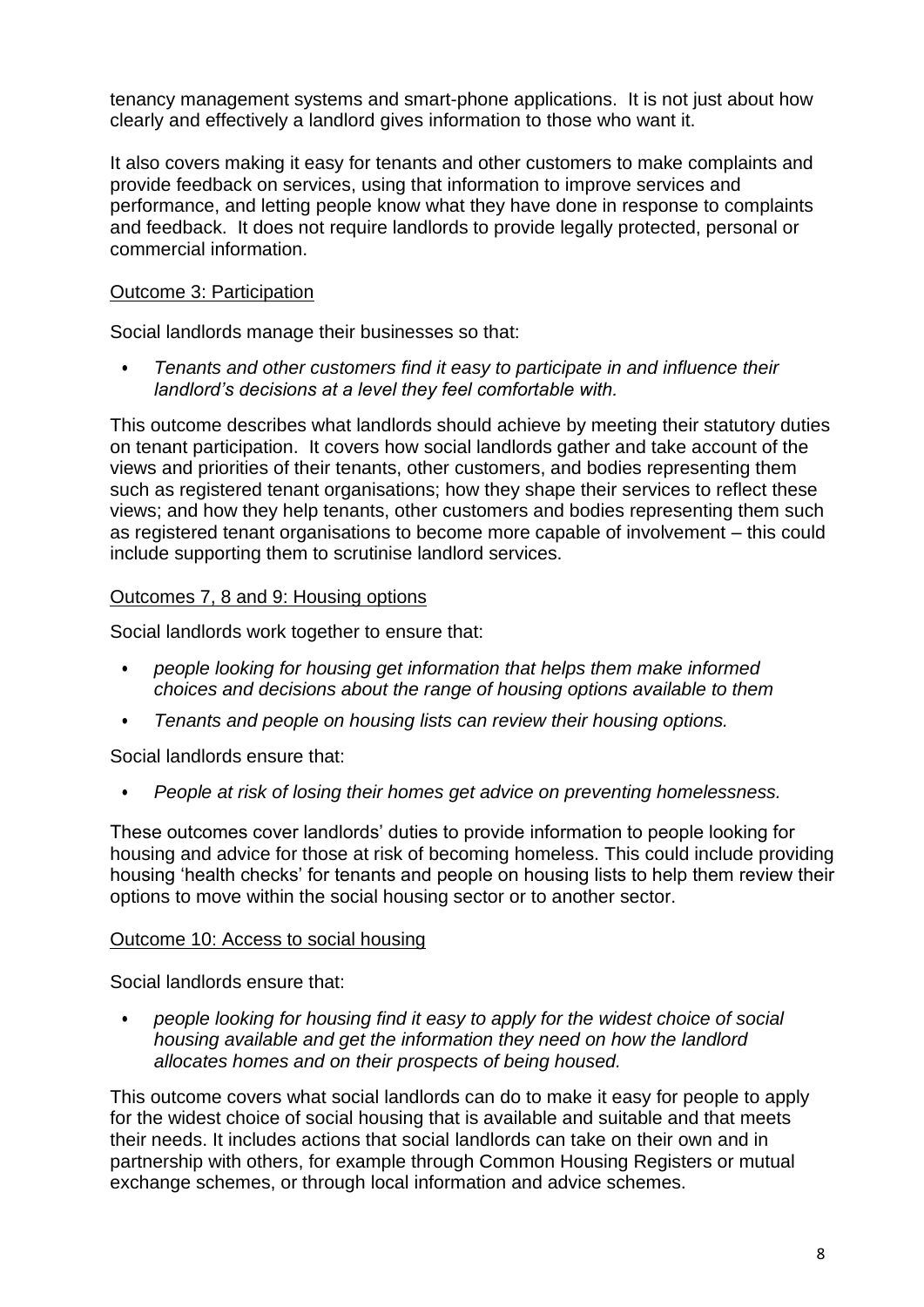tenancy management systems and smart-phone applications. It is not just about how clearly and effectively a landlord gives information to those who want it.

It also covers making it easy for tenants and other customers to make complaints and provide feedback on services, using that information to improve services and performance, and letting people know what they have done in response to complaints and feedback. It does not require landlords to provide legally protected, personal or commercial information.

Outcome 3: Participation

Social landlords manage their businesses so that:

- *Tenants and other customers find it easy to participate in and influence their landlord's decisions at a level they feel comfortable with.*

This outcome describes what landlords should achieve by meeting their statutory duties on tenant participation. It covers how social landlords gather and take account of the views and priorities of their tenants, other customers, and bodies representing them such as registered tenant organisations; how they shape their services to reflect these views; and how they help tenants, other customers and bodies representing them such as registered tenant organisations to become more capable of involvement – this could include supporting them to scrutinise landlord services.

Outcomes 7, 8 and 9: Housing options

Social landlords work together to ensure that:

- *people looking for housing get information that helps them make informed choices and decisions about the range of housing options available to them*
- *Tenants and people on housing lists can review their housing options.*

Social landlords ensure that:

- *People at risk of losing their homes get advice on preventing homelessness.*

These outcomes cover landlords' duties to provide information to people looking for housing and advice for those at risk of becoming homeless. This could include providing housing 'health checks' for tenants and people on housing lists to help them review their options to move within the social housing sector or to another sector.

Outcome 10: Access to social housing

Social landlords ensure that:

- *people looking for housing find it easy to apply for the widest choice of social housing available and get the information they need on how the landlord allocates homes and on their prospects of being housed.*

This outcome covers what social landlords can do to make it easy for people to apply for the widest choice of social housing that is available and suitable and that meets their needs. It includes actions that social landlords can take on their own and in partnership with others, for example through Common Housing Registers or mutual exchange schemes, or through local information and advice schemes.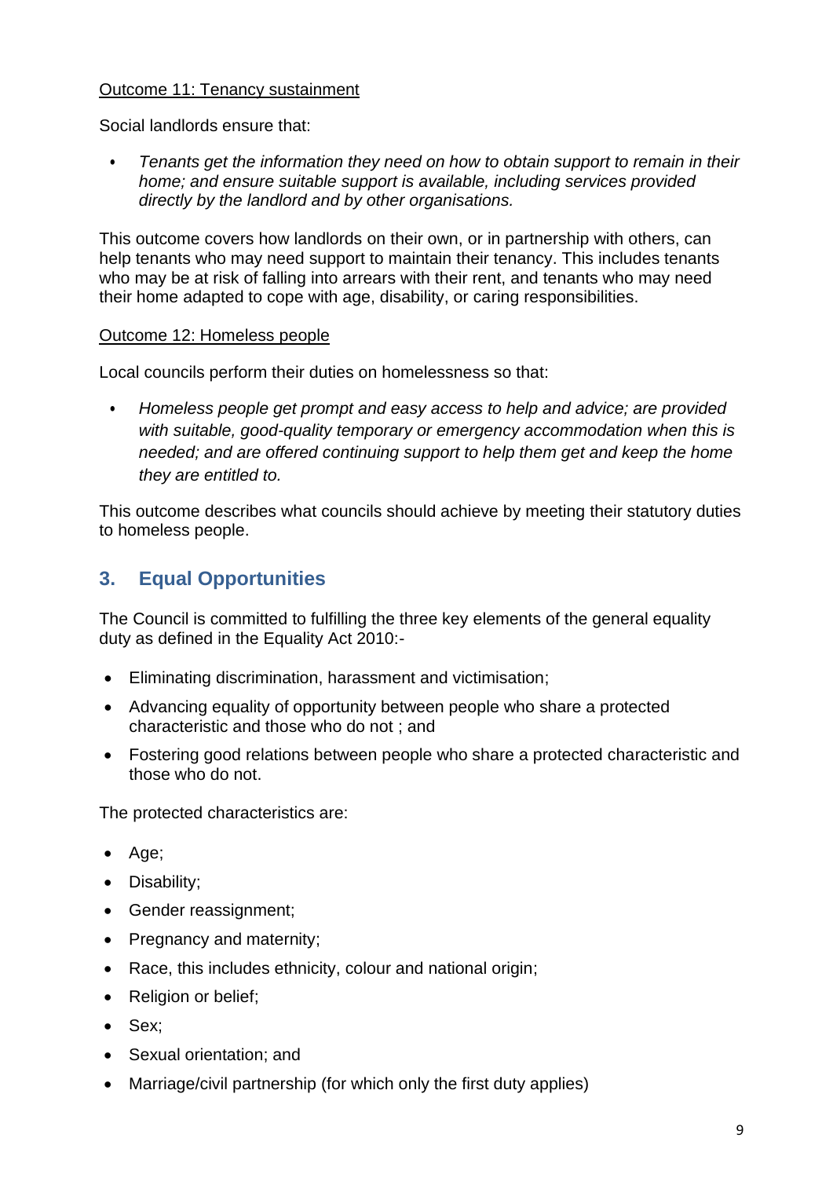Outcome 11: Tenancy sustainment

Social landlords ensure that:

- *Tenants get the information they need on how to obtain support to remain in their home; and ensure suitable support is available, including services provided directly by the landlord and by other organisations.*

This outcome covers how landlords on their own, or in partnership with others, can help tenants who may need support to maintain their tenancy. This includes tenants who may be at risk of falling into arrears with their rent, and tenants who may need their home adapted to cope with age, disability, or caring responsibilities.

Outcome 12: Homeless people

Local councils perform their duties on homelessness so that:

- *Homeless people get prompt and easy access to help and advice; are provided with suitable, good-quality temporary or emergency accommodation when this is needed; and are offered continuing support to help them get and keep the home they are entitled to.*

This outcome describes what councils should achieve by meeting their statutory duties to homeless people.

## 3. Equal Opportunities

The Council is committed to fulfilling the three key elements of the general equality duty as defined in the Equality Act 2010:-

- Eliminating discrimination, harassment and victimisation;
- Advancing equality of opportunity between people who share a protected characteristic and those who do not ; and
- Fostering good relations between people who share a protected characteristic and those who do not.

The protected characteristics are:

- Age;
- Disability;
- Gender reassignment;
- Pregnancy and maternity;
- Race, this includes ethnicity, colour and national origin;
- Religion or belief;
- Sex;
- Sexual orientation; and
- Marriage/civil partnership (for which only the first duty applies)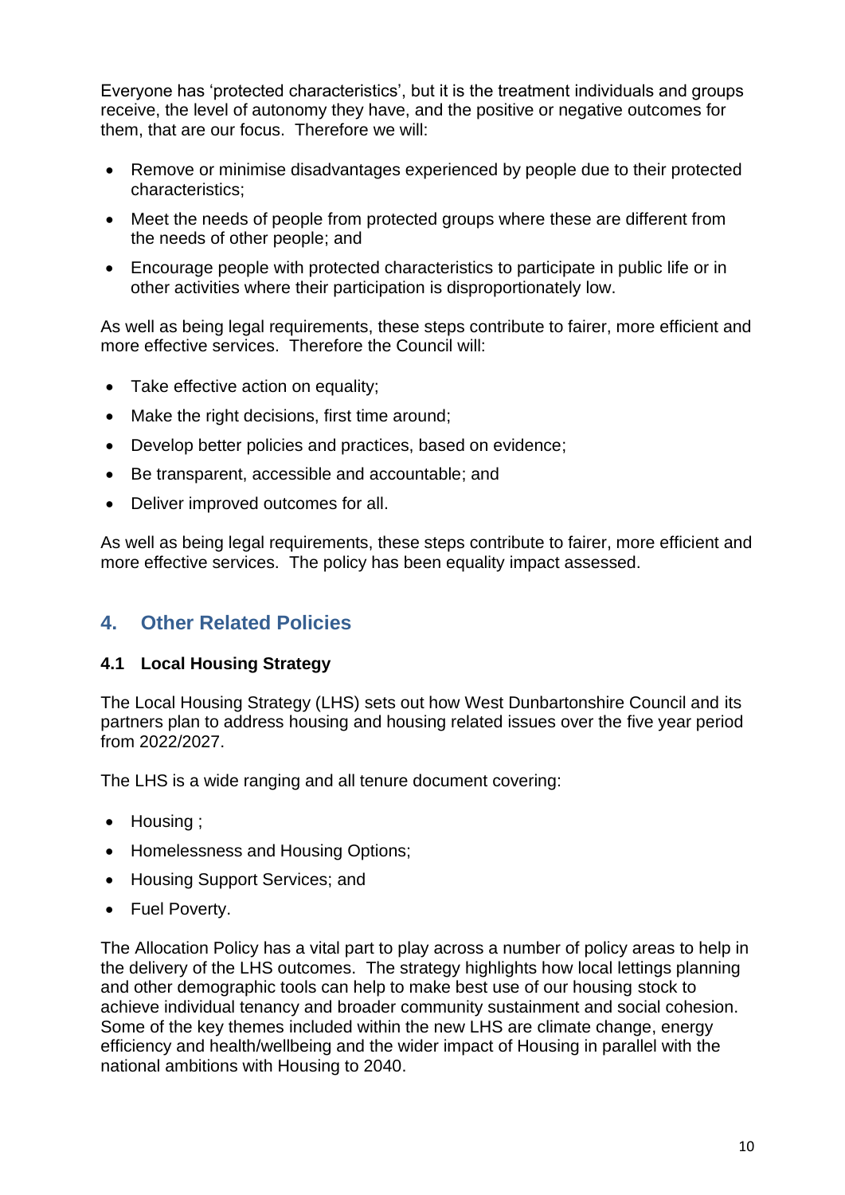Everyone has 'protected characteristics', but it is the treatment individuals and groups receive, the level of autonomy they have, and the positive or negative outcomes for them, that are our focus. Therefore we will:

- Remove or minimise disadvantages experienced by people due to their protected characteristics;
- Meet the needs of people from protected groups where these are different from the needs of other people; and
- Encourage people with protected characteristics to participate in public life or in other activities where their participation is disproportionately low.

As well as being legal requirements, these steps contribute to fairer, more efficient and more effective services. Therefore the Council will:

- Take effective action on equality;
- Make the right decisions, first time around;
- Develop better policies and practices, based on evidence;
- Be transparent, accessible and accountable; and
- Deliver improved outcomes for all.

As well as being legal requirements, these steps contribute to fairer, more efficient and more effective services. The policy has been equality impact assessed.

## 4. Other Related Policies

### 4.1 Local Housing Strategy

The Local Housing Strategy (LHS) sets out how West Dunbartonshire Council and its partners plan to address housing and housing related issues over the five year period from 2022/2027.

The LHS is a wide ranging and all tenure document covering:

- Housing ;
- Homelessness and Housing Options;
- Housing Support Services; and
- Fuel Poverty.

The Allocation Policy has a vital part to play across a number of policy areas to help in the delivery of the LHS outcomes. The strategy highlights how local lettings planning and other demographic tools can help to make best use of our housing stock to achieve individual tenancy and broader community sustainment and social cohesion. Some of the key themes included within the new LHS are climate change, energy efficiency and health/wellbeing and the wider impact of Housing in parallel with the national ambitions with Housing to 2040.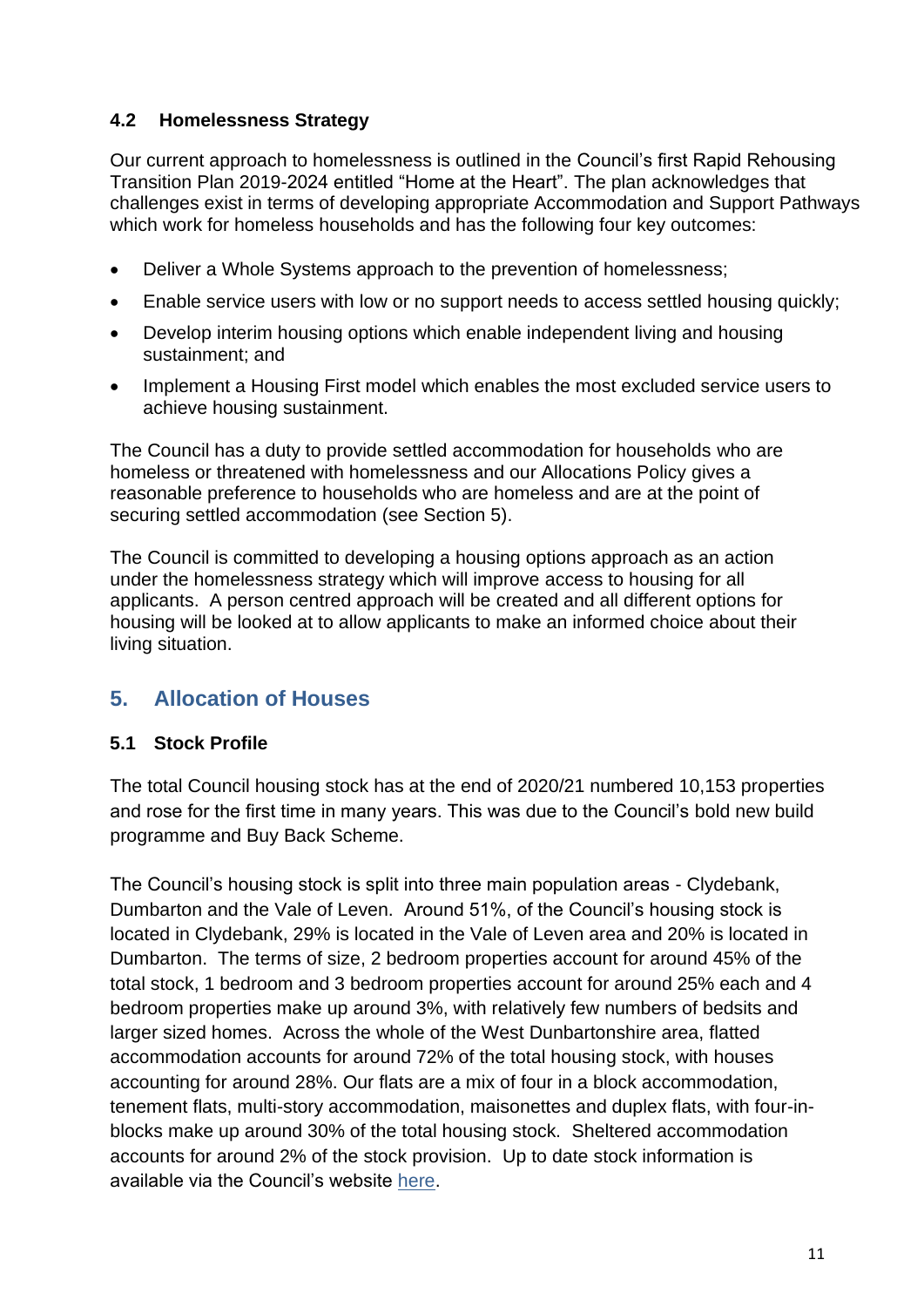### 4.2 Homelessness Strategy

Our current approach to homelessness is outlined in the Council's first Rapid Rehousing Transition Plan 2019-2024 entitled "Home at the Heart". The plan acknowledges that challenges exist in terms of developing appropriate Accommodation and Support Pathways which work for homeless households and has the following four key outcomes:

- Deliver a Whole Systems approach to the prevention of homelessness;
- Enable service users with low or no support needs to access settled housing quickly;
- Develop interim housing options which enable independent living and housing sustainment; and
- Implement a Housing First model which enables the most excluded service users to achieve housing sustainment.

The Council has a duty to provide settled accommodation for households who are homeless or threatened with homelessness and our Allocations Policy gives a reasonable preference to households who are homeless and are at the point of securing settled accommodation (see Section 5).

The Council is committed to developing a housing options approach as an action under the homelessness strategy which will improve access to housing for all applicants. A person centred approach will be created and all different options for housing will be looked at to allow applicants to make an informed choice about their living situation.

## 5. Allocation of Houses

### 5.1 Stock Profile

The total Council housing stock has at the end of 2020/21 numbered 10,153 properties and rose for the first time in many years. This was due to the Council's bold new build programme and Buy Back Scheme.

The Council's housing stock is split into three main population areas - Clydebank, Dumbarton and the Vale of Leven. Around 51%, of the Council's housing stock is located in Clydebank, 29% is located in the Vale of Leven area and 20% is located in Dumbarton. The terms of size, 2 bedroom properties account for around 45% of the total stock, 1 bedroom and 3 bedroom properties account for around 25% each and 4 bedroom properties make up around 3%, with relatively few numbers of bedsits and larger sized homes. Across the whole of the West Dunbartonshire area, flatted accommodation accounts for around 72% of the total housing stock, with houses accounting for around 28%. Our flats are a mix of four in a block accommodation, tenement flats, multi-story accommodation, maisonettes and duplex flats, with four-in-blocks make up around 30% of the total housing stock. Sheltered accommodation accounts for around 2% of the stock provision. Up to date stock information is available via the Council's website here.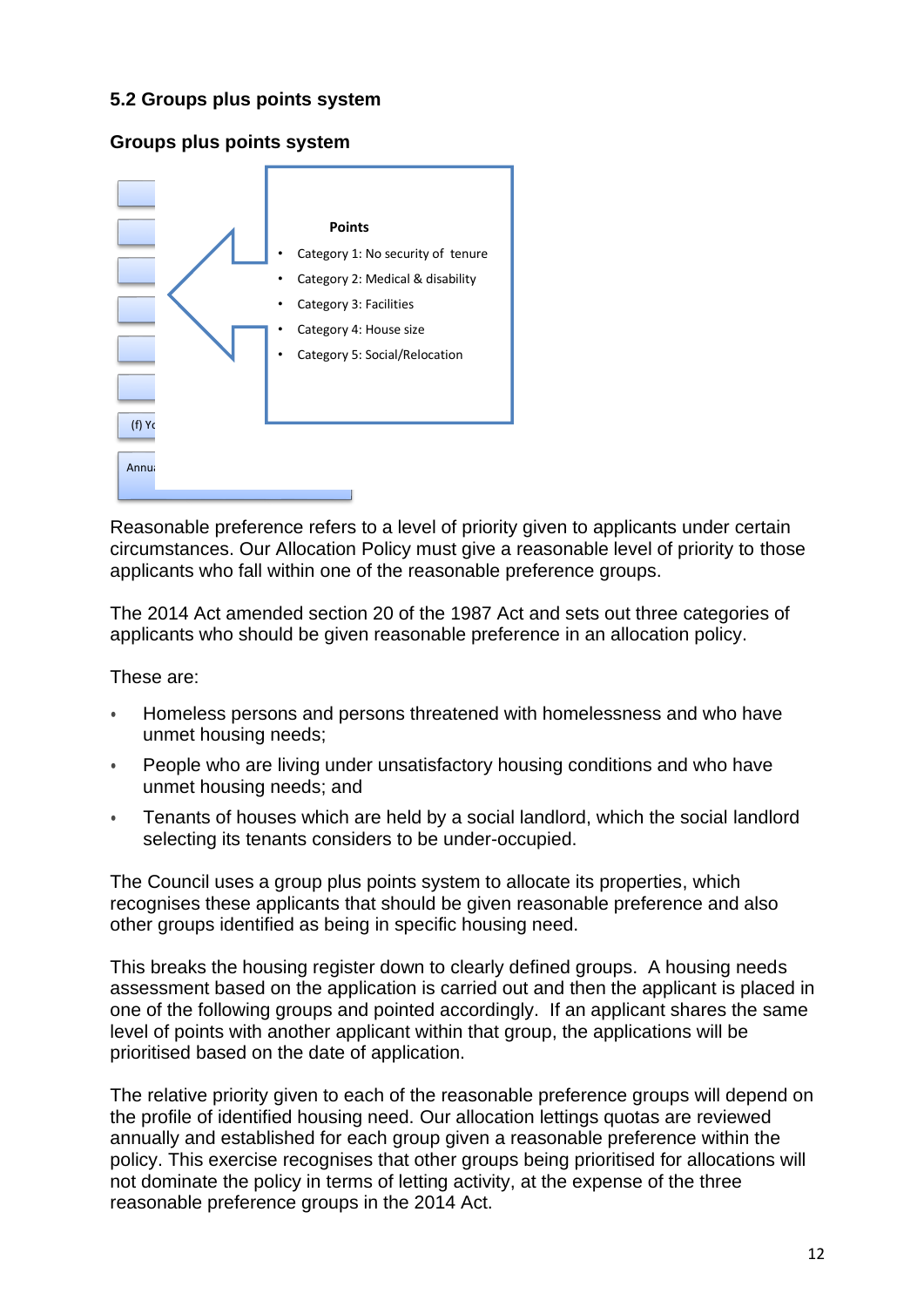### 5.2 Groups plus points system

**Groups plus points system**

(f) Yo

Annu

**Points**

- Category 1: No security of tenure
- Category 2: Medical & disability
- Category 3: Facilities
- Category 4: House size
- Category 5: Social/Relocation

Reasonable preference refers to a level of priority given to applicants under certain circumstances. Our Allocation Policy must give a reasonable level of priority to those applicants who fall within one of the reasonable preference groups.

The 2014 Act amended section 20 of the 1987 Act and sets out three categories of applicants who should be given reasonable preference in an allocation policy.

These are:

- Homeless persons and persons threatened with homelessness and who have unmet housing needs;
- People who are living under unsatisfactory housing conditions and who have unmet housing needs; and
- Tenants of houses which are held by a social landlord, which the social landlord selecting its tenants considers to be under-occupied.

The Council uses a group plus points system to allocate its properties, which recognises these applicants that should be given reasonable preference and also other groups identified as being in specific housing need.

This breaks the housing register down to clearly defined groups. A housing needs assessment based on the application is carried out and then the applicant is placed in one of the following groups and pointed accordingly. If an applicant shares the same level of points with another applicant within that group, the applications will be prioritised based on the date of application.

The relative priority given to each of the reasonable preference groups will depend on the profile of identified housing need. Our allocation lettings quotas are reviewed annually and established for each group given a reasonable preference within the policy. This exercise recognises that other groups being prioritised for allocations will not dominate the policy in terms of letting activity, at the expense of the three reasonable preference groups in the 2014 Act.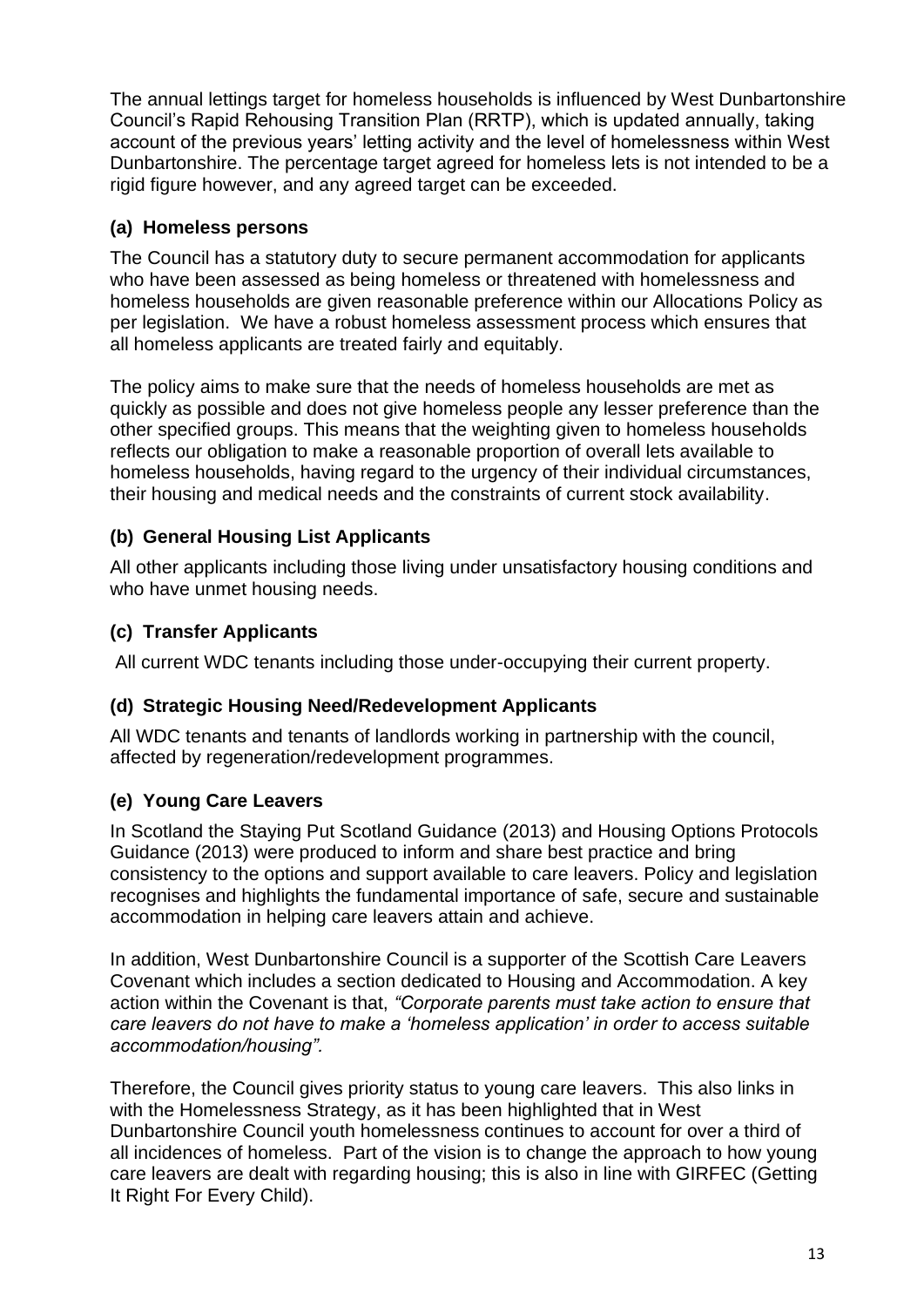The annual lettings target for homeless households is influenced by West Dunbartonshire Council's Rapid Rehousing Transition Plan (RRTP), which is updated annually, taking account of the previous years' letting activity and the level of homelessness within West Dunbartonshire. The percentage target agreed for homeless lets is not intended to be a rigid figure however, and any agreed target can be exceeded.

### (a) Homeless persons

The Council has a statutory duty to secure permanent accommodation for applicants who have been assessed as being homeless or threatened with homelessness and homeless households are given reasonable preference within our Allocations Policy as per legislation. We have a robust homeless assessment process which ensures that all homeless applicants are treated fairly and equitably.

The policy aims to make sure that the needs of homeless households are met as quickly as possible and does not give homeless people any lesser preference than the other specified groups. This means that the weighting given to homeless households reflects our obligation to make a reasonable proportion of overall lets available to homeless households, having regard to the urgency of their individual circumstances, their housing and medical needs and the constraints of current stock availability.

### (b) General Housing List Applicants

All other applicants including those living under unsatisfactory housing conditions and who have unmet housing needs.

### (c) Transfer Applicants

All current WDC tenants including those under-occupying their current property.

### (d) Strategic Housing Need/Redevelopment Applicants

All WDC tenants and tenants of landlords working in partnership with the council, affected by regeneration/redevelopment programmes.

### (e) Young Care Leavers

In Scotland the Staying Put Scotland Guidance (2013) and Housing Options Protocols Guidance (2013) were produced to inform and share best practice and bring consistency to the options and support available to care leavers. Policy and legislation recognises and highlights the fundamental importance of safe, secure and sustainable accommodation in helping care leavers attain and achieve.

In addition, West Dunbartonshire Council is a supporter of the Scottish Care Leavers Covenant which includes a section dedicated to Housing and Accommodation. A key action within the Covenant is that, *"Corporate parents must take action to ensure that care leavers do not have to make a 'homeless application' in order to access suitable accommodation/housing".*

Therefore, the Council gives priority status to young care leavers. This also links in with the Homelessness Strategy, as it has been highlighted that in West Dunbartonshire Council youth homelessness continues to account for over a third of all incidences of homeless. Part of the vision is to change the approach to how young care leavers are dealt with regarding housing; this is also in line with GIRFEC (Getting It Right For Every Child).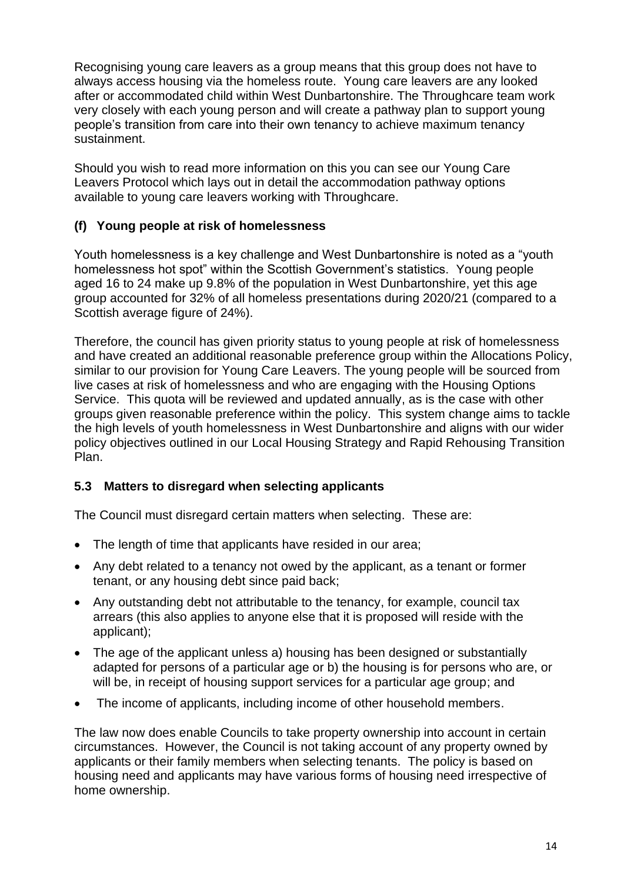Recognising young care leavers as a group means that this group does not have to always access housing via the homeless route. Young care leavers are any looked after or accommodated child within West Dunbartonshire. The Throughcare team work very closely with each young person and will create a pathway plan to support young people's transition from care into their own tenancy to achieve maximum tenancy sustainment.

Should you wish to read more information on this you can see our Young Care Leavers Protocol which lays out in detail the accommodation pathway options available to young care leavers working with Throughcare.

### (f) Young people at risk of homelessness

Youth homelessness is a key challenge and West Dunbartonshire is noted as a "youth homelessness hot spot" within the Scottish Government's statistics. Young people aged 16 to 24 make up 9.8% of the population in West Dunbartonshire, yet this age group accounted for 32% of all homeless presentations during 2020/21 (compared to a Scottish average figure of 24%).

Therefore, the council has given priority status to young people at risk of homelessness and have created an additional reasonable preference group within the Allocations Policy, similar to our provision for Young Care Leavers. The young people will be sourced from live cases at risk of homelessness and who are engaging with the Housing Options Service. This quota will be reviewed and updated annually, as is the case with other groups given reasonable preference within the policy. This system change aims to tackle the high levels of youth homelessness in West Dunbartonshire and aligns with our wider policy objectives outlined in our Local Housing Strategy and Rapid Rehousing Transition Plan.

## 5.3 Matters to disregard when selecting applicants

The Council must disregard certain matters when selecting. These are:

- The length of time that applicants have resided in our area;
- Any debt related to a tenancy not owed by the applicant, as a tenant or former tenant, or any housing debt since paid back;
- Any outstanding debt not attributable to the tenancy, for example, council tax arrears (this also applies to anyone else that it is proposed will reside with the applicant);
- The age of the applicant unless a) housing has been designed or substantially adapted for persons of a particular age or b) the housing is for persons who are, or will be, in receipt of housing support services for a particular age group; and
- The income of applicants, including income of other household members.

The law now does enable Councils to take property ownership into account in certain circumstances. However, the Council is not taking account of any property owned by applicants or their family members when selecting tenants. The policy is based on housing need and applicants may have various forms of housing need irrespective of home ownership.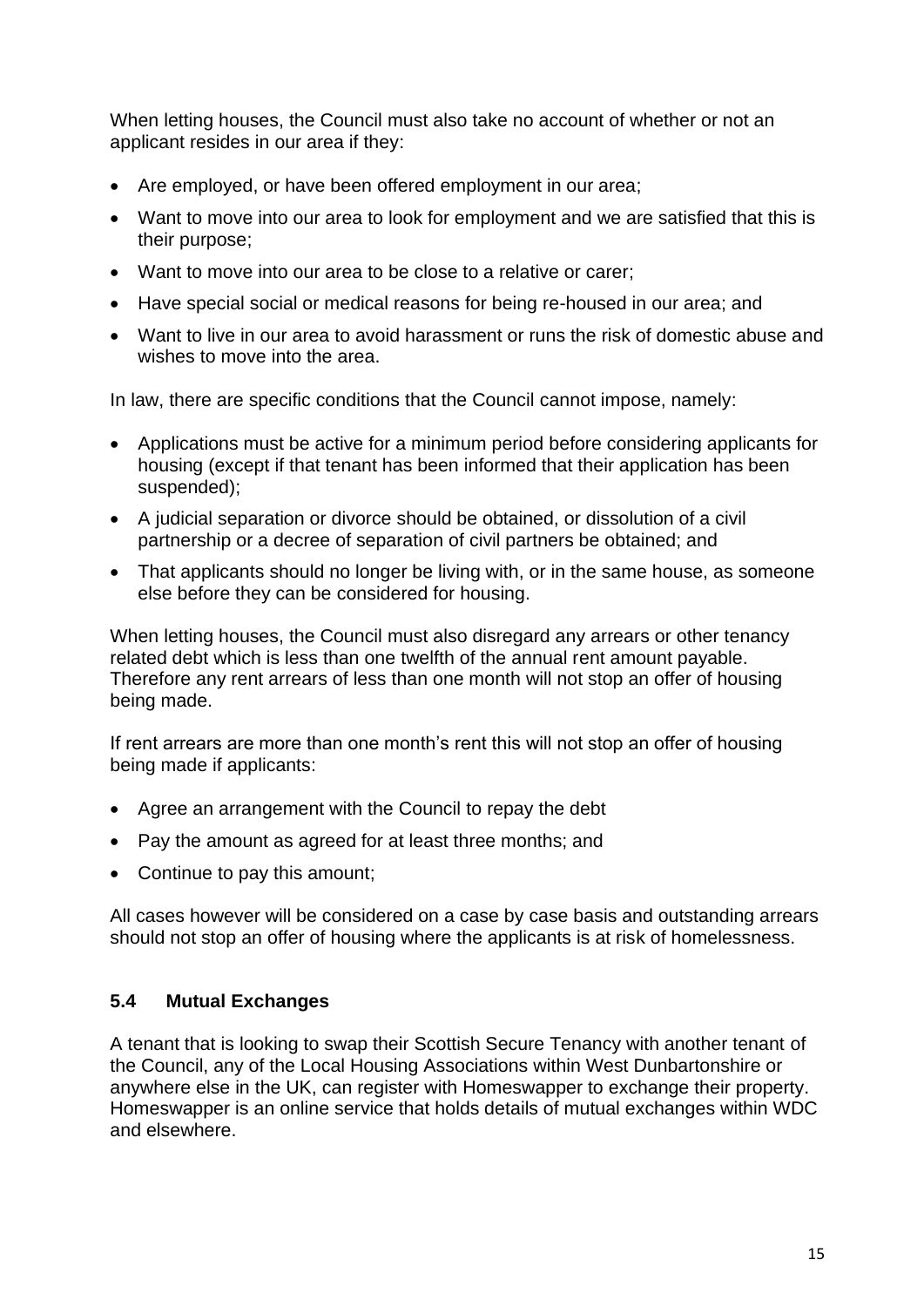When letting houses, the Council must also take no account of whether or not an applicant resides in our area if they:

- Are employed, or have been offered employment in our area;
- Want to move into our area to look for employment and we are satisfied that this is their purpose;
- Want to move into our area to be close to a relative or carer;
- Have special social or medical reasons for being re-housed in our area; and
- Want to live in our area to avoid harassment or runs the risk of domestic abuse and wishes to move into the area.

In law, there are specific conditions that the Council cannot impose, namely:

- Applications must be active for a minimum period before considering applicants for housing (except if that tenant has been informed that their application has been suspended);
- A judicial separation or divorce should be obtained, or dissolution of a civil partnership or a decree of separation of civil partners be obtained; and
- That applicants should no longer be living with, or in the same house, as someone else before they can be considered for housing.

When letting houses, the Council must also disregard any arrears or other tenancy related debt which is less than one twelfth of the annual rent amount payable. Therefore any rent arrears of less than one month will not stop an offer of housing being made.

If rent arrears are more than one month's rent this will not stop an offer of housing being made if applicants:

- Agree an arrangement with the Council to repay the debt
- Pay the amount as agreed for at least three months; and
- Continue to pay this amount;

All cases however will be considered on a case by case basis and outstanding arrears should not stop an offer of housing where the applicants is at risk of homelessness.

### 5.4 Mutual Exchanges

A tenant that is looking to swap their Scottish Secure Tenancy with another tenant of the Council, any of the Local Housing Associations within West Dunbartonshire or anywhere else in the UK, can register with Homeswapper to exchange their property. Homeswapper is an online service that holds details of mutual exchanges within WDC and elsewhere.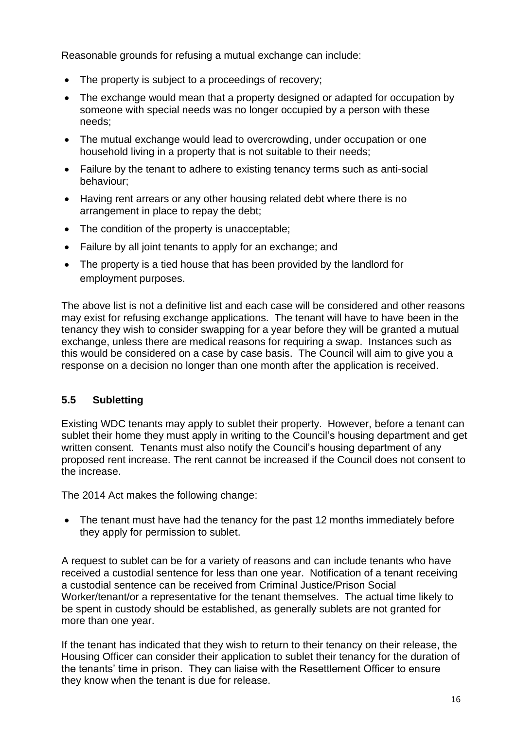Reasonable grounds for refusing a mutual exchange can include:

- The property is subject to a proceedings of recovery;
- The exchange would mean that a property designed or adapted for occupation by someone with special needs was no longer occupied by a person with these needs;
- The mutual exchange would lead to overcrowding, under occupation or one household living in a property that is not suitable to their needs;
- Failure by the tenant to adhere to existing tenancy terms such as anti-social behaviour;
- Having rent arrears or any other housing related debt where there is no arrangement in place to repay the debt;
- The condition of the property is unacceptable;
- Failure by all joint tenants to apply for an exchange; and
- The property is a tied house that has been provided by the landlord for employment purposes.

The above list is not a definitive list and each case will be considered and other reasons may exist for refusing exchange applications. The tenant will have to have been in the tenancy they wish to consider swapping for a year before they will be granted a mutual exchange, unless there are medical reasons for requiring a swap. Instances such as this would be considered on a case by case basis. The Council will aim to give you a response on a decision no longer than one month after the application is received.

## 5.5 Subletting

Existing WDC tenants may apply to sublet their property. However, before a tenant can sublet their home they must apply in writing to the Council's housing department and get written consent. Tenants must also notify the Council's housing department of any proposed rent increase. The rent cannot be increased if the Council does not consent to the increase.

The 2014 Act makes the following change:

- The tenant must have had the tenancy for the past 12 months immediately before they apply for permission to sublet.

A request to sublet can be for a variety of reasons and can include tenants who have received a custodial sentence for less than one year. Notification of a tenant receiving a custodial sentence can be received from Criminal Justice/Prison Social Worker/tenant/or a representative for the tenant themselves. The actual time likely to be spent in custody should be established, as generally sublets are not granted for more than one year.

If the tenant has indicated that they wish to return to their tenancy on their release, the Housing Officer can consider their application to sublet their tenancy for the duration of the tenants' time in prison. They can liaise with the Resettlement Officer to ensure they know when the tenant is due for release.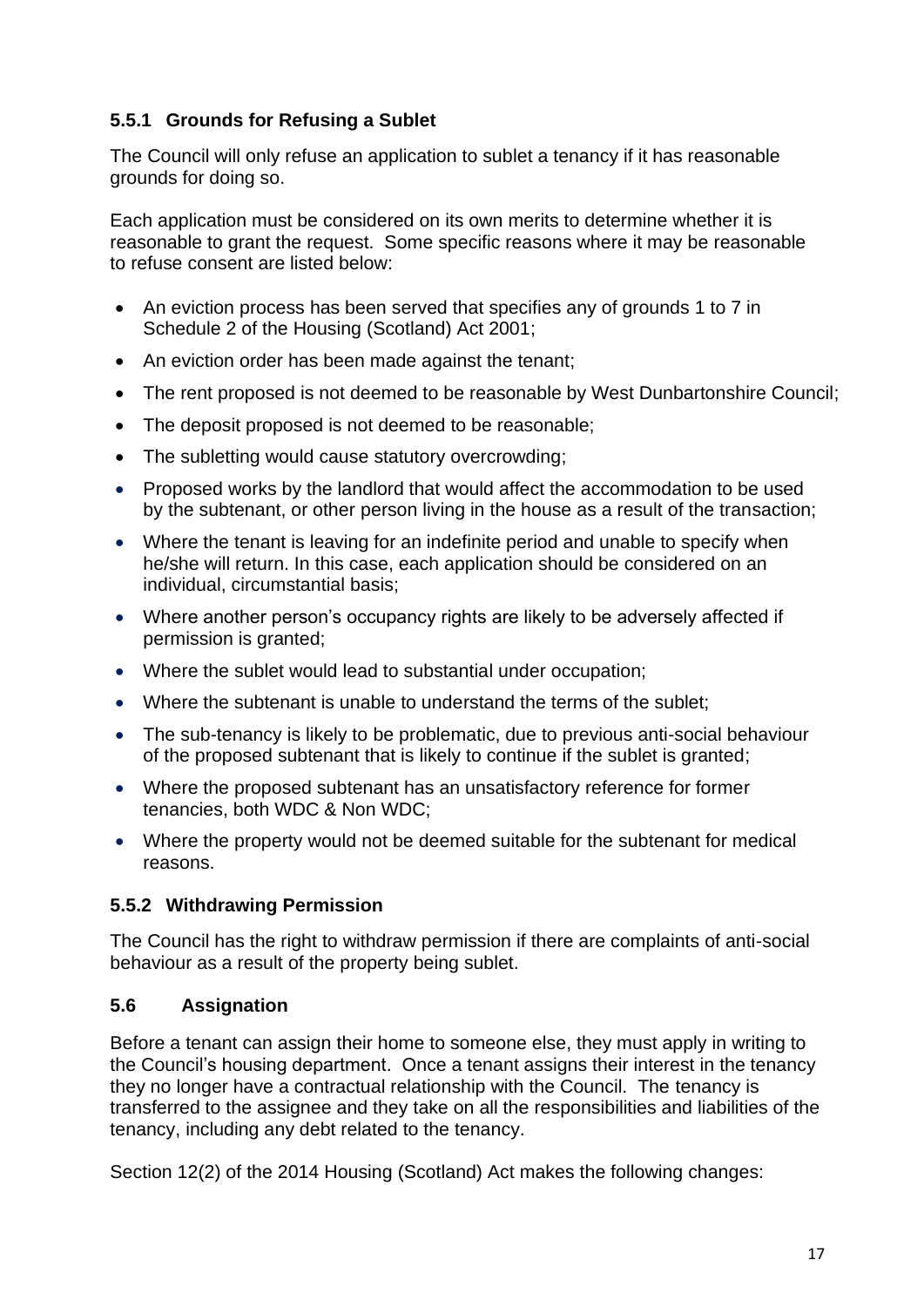### 5.5.1 Grounds for Refusing a Sublet

The Council will only refuse an application to sublet a tenancy if it has reasonable grounds for doing so.

Each application must be considered on its own merits to determine whether it is reasonable to grant the request. Some specific reasons where it may be reasonable to refuse consent are listed below:

- An eviction process has been served that specifies any of grounds 1 to 7 in Schedule 2 of the Housing (Scotland) Act 2001;
- An eviction order has been made against the tenant;
- The rent proposed is not deemed to be reasonable by West Dunbartonshire Council;
- The deposit proposed is not deemed to be reasonable;
- The subletting would cause statutory overcrowding;
- Proposed works by the landlord that would affect the accommodation to be used by the subtenant, or other person living in the house as a result of the transaction;
- Where the tenant is leaving for an indefinite period and unable to specify when he/she will return. In this case, each application should be considered on an individual, circumstantial basis;
- Where another person's occupancy rights are likely to be adversely affected if permission is granted;
- Where the sublet would lead to substantial under occupation;
- Where the subtenant is unable to understand the terms of the sublet;
- The sub-tenancy is likely to be problematic, due to previous anti-social behaviour of the proposed subtenant that is likely to continue if the sublet is granted;
- Where the proposed subtenant has an unsatisfactory reference for former tenancies, both WDC & Non WDC;
- Where the property would not be deemed suitable for the subtenant for medical reasons.

### 5.5.2 Withdrawing Permission

The Council has the right to withdraw permission if there are complaints of anti-social behaviour as a result of the property being sublet.

## 5.6 Assignation

Before a tenant can assign their home to someone else, they must apply in writing to the Council's housing department. Once a tenant assigns their interest in the tenancy they no longer have a contractual relationship with the Council. The tenancy is transferred to the assignee and they take on all the responsibilities and liabilities of the tenancy, including any debt related to the tenancy.

Section 12(2) of the 2014 Housing (Scotland) Act makes the following changes: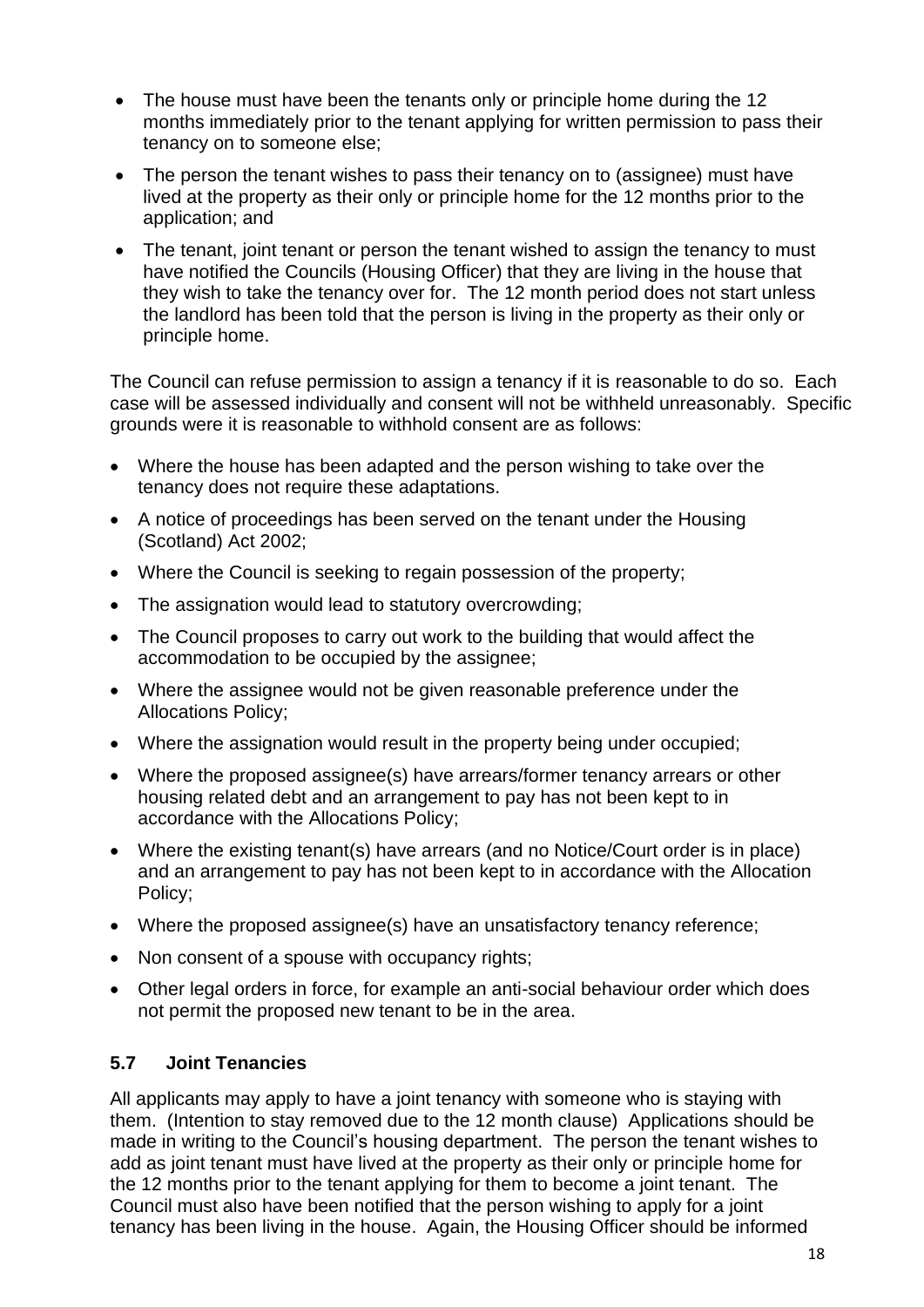- The house must have been the tenants only or principle home during the 12 months immediately prior to the tenant applying for written permission to pass their tenancy on to someone else;
- The person the tenant wishes to pass their tenancy on to (assignee) must have lived at the property as their only or principle home for the 12 months prior to the application; and
- The tenant, joint tenant or person the tenant wished to assign the tenancy to must have notified the Councils (Housing Officer) that they are living in the house that they wish to take the tenancy over for. The 12 month period does not start unless the landlord has been told that the person is living in the property as their only or principle home.

The Council can refuse permission to assign a tenancy if it is reasonable to do so. Each case will be assessed individually and consent will not be withheld unreasonably. Specific grounds were it is reasonable to withhold consent are as follows:

- Where the house has been adapted and the person wishing to take over the tenancy does not require these adaptations.
- A notice of proceedings has been served on the tenant under the Housing (Scotland) Act 2002;
- Where the Council is seeking to regain possession of the property;
- The assignation would lead to statutory overcrowding;
- The Council proposes to carry out work to the building that would affect the accommodation to be occupied by the assignee;
- Where the assignee would not be given reasonable preference under the Allocations Policy;
- Where the assignation would result in the property being under occupied;
- Where the proposed assignee(s) have arrears/former tenancy arrears or other housing related debt and an arrangement to pay has not been kept to in accordance with the Allocations Policy;
- Where the existing tenant(s) have arrears (and no Notice/Court order is in place) and an arrangement to pay has not been kept to in accordance with the Allocation Policy;
- Where the proposed assignee(s) have an unsatisfactory tenancy reference;
- Non consent of a spouse with occupancy rights;
- Other legal orders in force, for example an anti-social behaviour order which does not permit the proposed new tenant to be in the area.

### 5.7 Joint Tenancies

All applicants may apply to have a joint tenancy with someone who is staying with them. (Intention to stay removed due to the 12 month clause) Applications should be made in writing to the Council's housing department. The person the tenant wishes to add as joint tenant must have lived at the property as their only or principle home for the 12 months prior to the tenant applying for them to become a joint tenant. The Council must also have been notified that the person wishing to apply for a joint tenancy has been living in the house. Again, the Housing Officer should be informed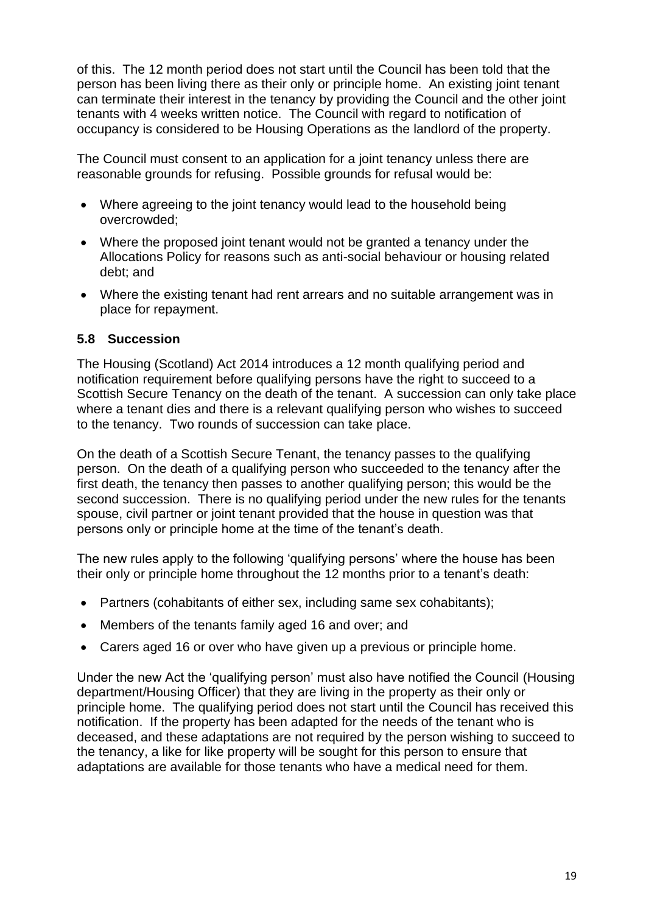of this. The 12 month period does not start until the Council has been told that the person has been living there as their only or principle home. An existing joint tenant can terminate their interest in the tenancy by providing the Council and the other joint tenants with 4 weeks written notice. The Council with regard to notification of occupancy is considered to be Housing Operations as the landlord of the property.

The Council must consent to an application for a joint tenancy unless there are reasonable grounds for refusing. Possible grounds for refusal would be:

- Where agreeing to the joint tenancy would lead to the household being overcrowded;
- Where the proposed joint tenant would not be granted a tenancy under the Allocations Policy for reasons such as anti-social behaviour or housing related debt; and
- Where the existing tenant had rent arrears and no suitable arrangement was in place for repayment.

### 5.8 Succession

The Housing (Scotland) Act 2014 introduces a 12 month qualifying period and notification requirement before qualifying persons have the right to succeed to a Scottish Secure Tenancy on the death of the tenant. A succession can only take place where a tenant dies and there is a relevant qualifying person who wishes to succeed to the tenancy. Two rounds of succession can take place.

On the death of a Scottish Secure Tenant, the tenancy passes to the qualifying person. On the death of a qualifying person who succeeded to the tenancy after the first death, the tenancy then passes to another qualifying person; this would be the second succession. There is no qualifying period under the new rules for the tenants spouse, civil partner or joint tenant provided that the house in question was that persons only or principle home at the time of the tenant's death.

The new rules apply to the following 'qualifying persons' where the house has been their only or principle home throughout the 12 months prior to a tenant's death:

- Partners (cohabitants of either sex, including same sex cohabitants);
- Members of the tenants family aged 16 and over; and
- Carers aged 16 or over who have given up a previous or principle home.

Under the new Act the 'qualifying person' must also have notified the Council (Housing department/Housing Officer) that they are living in the property as their only or principle home. The qualifying period does not start until the Council has received this notification. If the property has been adapted for the needs of the tenant who is deceased, and these adaptations are not required by the person wishing to succeed to the tenancy, a like for like property will be sought for this person to ensure that adaptations are available for those tenants who have a medical need for them.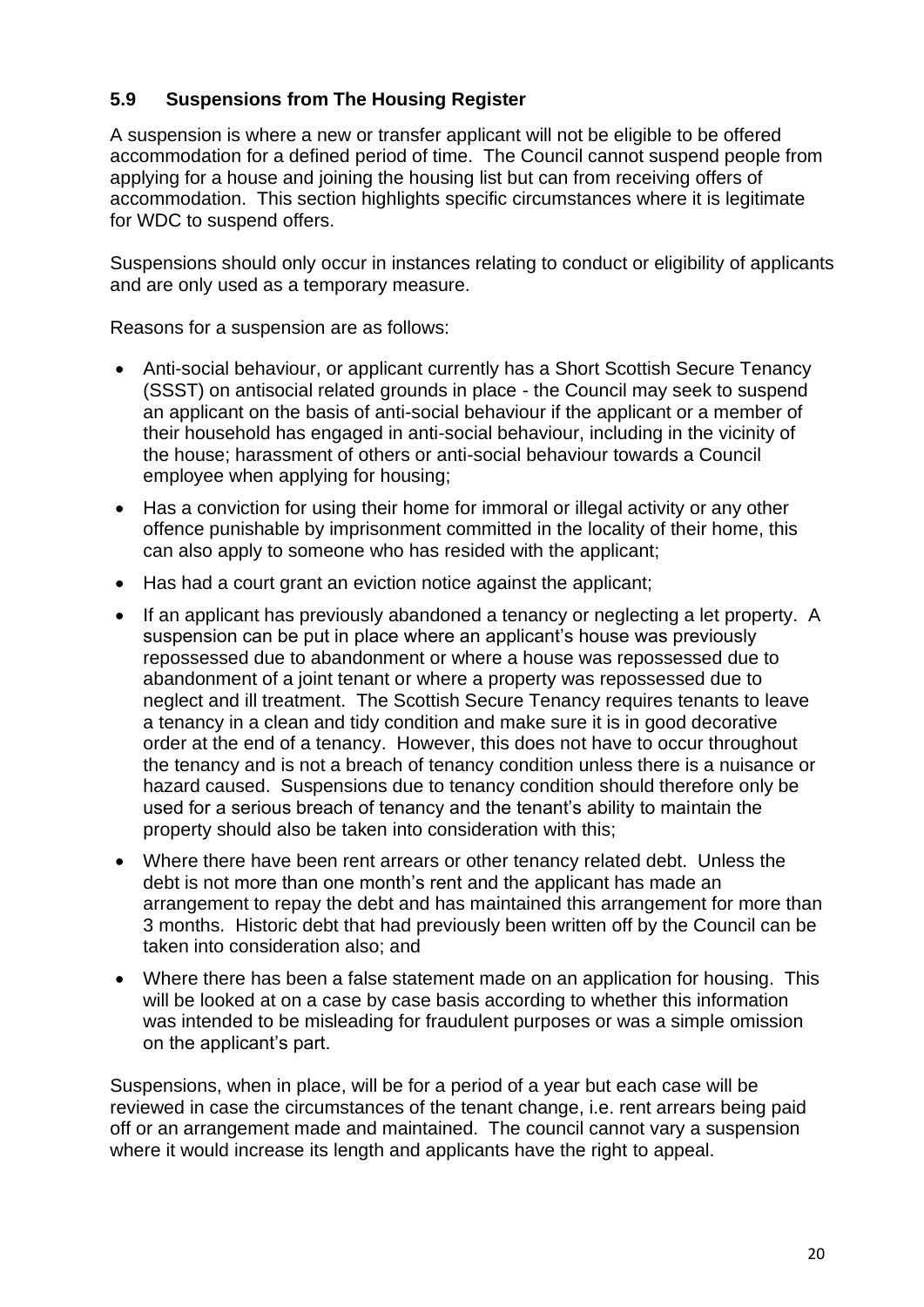### 5.9 Suspensions from The Housing Register

A suspension is where a new or transfer applicant will not be eligible to be offered accommodation for a defined period of time. The Council cannot suspend people from applying for a house and joining the housing list but can from receiving offers of accommodation. This section highlights specific circumstances where it is legitimate for WDC to suspend offers.

Suspensions should only occur in instances relating to conduct or eligibility of applicants and are only used as a temporary measure.

Reasons for a suspension are as follows:

- Anti-social behaviour, or applicant currently has a Short Scottish Secure Tenancy (SSST) on antisocial related grounds in place - the Council may seek to suspend an applicant on the basis of anti-social behaviour if the applicant or a member of their household has engaged in anti-social behaviour, including in the vicinity of the house; harassment of others or anti-social behaviour towards a Council employee when applying for housing;
- Has a conviction for using their home for immoral or illegal activity or any other offence punishable by imprisonment committed in the locality of their home, this can also apply to someone who has resided with the applicant;
- Has had a court grant an eviction notice against the applicant;
- If an applicant has previously abandoned a tenancy or neglecting a let property. A suspension can be put in place where an applicant's house was previously repossessed due to abandonment or where a house was repossessed due to abandonment of a joint tenant or where a property was repossessed due to neglect and ill treatment. The Scottish Secure Tenancy requires tenants to leave a tenancy in a clean and tidy condition and make sure it is in good decorative order at the end of a tenancy. However, this does not have to occur throughout the tenancy and is not a breach of tenancy condition unless there is a nuisance or hazard caused. Suspensions due to tenancy condition should therefore only be used for a serious breach of tenancy and the tenant's ability to maintain the property should also be taken into consideration with this;
- Where there have been rent arrears or other tenancy related debt. Unless the debt is not more than one month's rent and the applicant has made an arrangement to repay the debt and has maintained this arrangement for more than 3 months. Historic debt that had previously been written off by the Council can be taken into consideration also; and
- Where there has been a false statement made on an application for housing. This will be looked at on a case by case basis according to whether this information was intended to be misleading for fraudulent purposes or was a simple omission on the applicant's part.

Suspensions, when in place, will be for a period of a year but each case will be reviewed in case the circumstances of the tenant change, i.e. rent arrears being paid off or an arrangement made and maintained. The council cannot vary a suspension where it would increase its length and applicants have the right to appeal.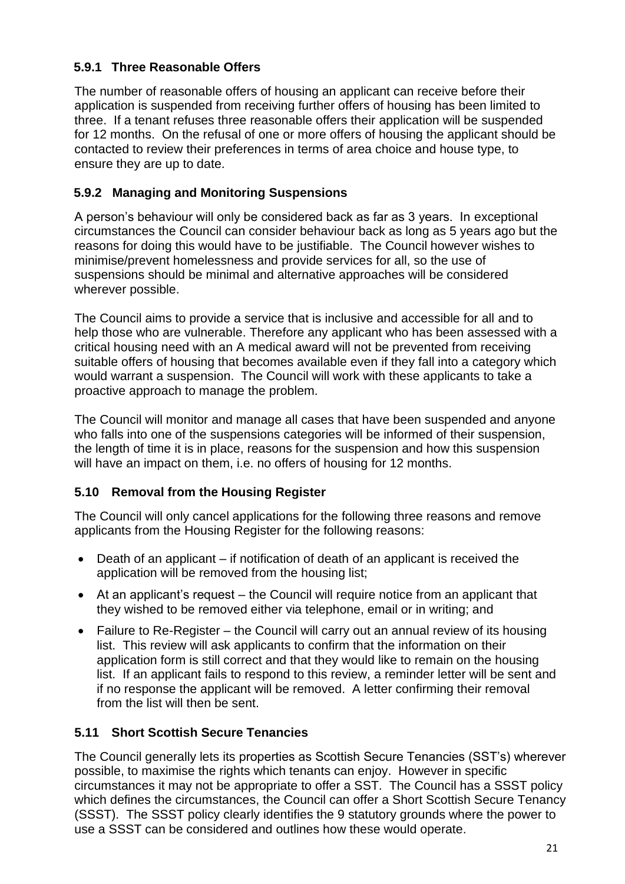### 5.9.1 Three Reasonable Offers

The number of reasonable offers of housing an applicant can receive before their application is suspended from receiving further offers of housing has been limited to three. If a tenant refuses three reasonable offers their application will be suspended for 12 months. On the refusal of one or more offers of housing the applicant should be contacted to review their preferences in terms of area choice and house type, to ensure they are up to date.

### 5.9.2 Managing and Monitoring Suspensions

A person's behaviour will only be considered back as far as 3 years. In exceptional circumstances the Council can consider behaviour back as long as 5 years ago but the reasons for doing this would have to be justifiable. The Council however wishes to minimise/prevent homelessness and provide services for all, so the use of suspensions should be minimal and alternative approaches will be considered wherever possible.

The Council aims to provide a service that is inclusive and accessible for all and to help those who are vulnerable. Therefore any applicant who has been assessed with a critical housing need with an A medical award will not be prevented from receiving suitable offers of housing that becomes available even if they fall into a category which would warrant a suspension. The Council will work with these applicants to take a proactive approach to manage the problem.

The Council will monitor and manage all cases that have been suspended and anyone who falls into one of the suspensions categories will be informed of their suspension, the length of time it is in place, reasons for the suspension and how this suspension will have an impact on them, i.e. no offers of housing for 12 months.

## 5.10 Removal from the Housing Register

The Council will only cancel applications for the following three reasons and remove applicants from the Housing Register for the following reasons:

- Death of an applicant – if notification of death of an applicant is received the application will be removed from the housing list;
- At an applicant's request – the Council will require notice from an applicant that they wished to be removed either via telephone, email or in writing; and
- Failure to Re-Register – the Council will carry out an annual review of its housing list. This review will ask applicants to confirm that the information on their application form is still correct and that they would like to remain on the housing list. If an applicant fails to respond to this review, a reminder letter will be sent and if no response the applicant will be removed. A letter confirming their removal from the list will then be sent.

## 5.11 Short Scottish Secure Tenancies

The Council generally lets its properties as Scottish Secure Tenancies (SST's) wherever possible, to maximise the rights which tenants can enjoy. However in specific circumstances it may not be appropriate to offer a SST. The Council has a SSST policy which defines the circumstances, the Council can offer a Short Scottish Secure Tenancy (SSST). The SSST policy clearly identifies the 9 statutory grounds where the power to use a SSST can be considered and outlines how these would operate.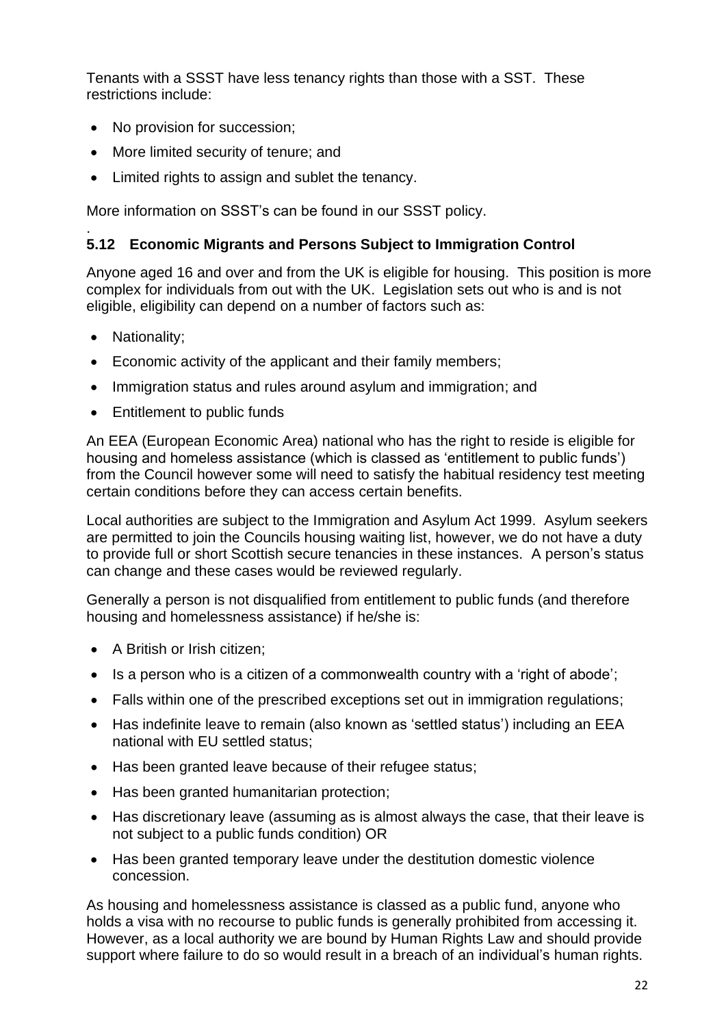Tenants with a SSST have less tenancy rights than those with a SST. These restrictions include:

- No provision for succession;
- More limited security of tenure; and
- Limited rights to assign and sublet the tenancy.

More information on SSST's can be found in our SSST policy.

.

## 5.12 Economic Migrants and Persons Subject to Immigration Control

Anyone aged 16 and over and from the UK is eligible for housing. This position is more complex for individuals from out with the UK. Legislation sets out who is and is not eligible, eligibility can depend on a number of factors such as:

- Nationality;
- Economic activity of the applicant and their family members;
- Immigration status and rules around asylum and immigration; and
- Entitlement to public funds

An EEA (European Economic Area) national who has the right to reside is eligible for housing and homeless assistance (which is classed as 'entitlement to public funds') from the Council however some will need to satisfy the habitual residency test meeting certain conditions before they can access certain benefits.

Local authorities are subject to the Immigration and Asylum Act 1999. Asylum seekers are permitted to join the Councils housing waiting list, however, we do not have a duty to provide full or short Scottish secure tenancies in these instances. A person's status can change and these cases would be reviewed regularly.

Generally a person is not disqualified from entitlement to public funds (and therefore housing and homelessness assistance) if he/she is:

- A British or Irish citizen;
- Is a person who is a citizen of a commonwealth country with a 'right of abode';
- Falls within one of the prescribed exceptions set out in immigration regulations;
- Has indefinite leave to remain (also known as 'settled status') including an EEA national with EU settled status;
- Has been granted leave because of their refugee status;
- Has been granted humanitarian protection;
- Has discretionary leave (assuming as is almost always the case, that their leave is not subject to a public funds condition) OR
- Has been granted temporary leave under the destitution domestic violence concession.

As housing and homelessness assistance is classed as a public fund, anyone who holds a visa with no recourse to public funds is generally prohibited from accessing it. However, as a local authority we are bound by Human Rights Law and should provide support where failure to do so would result in a breach of an individual's human rights.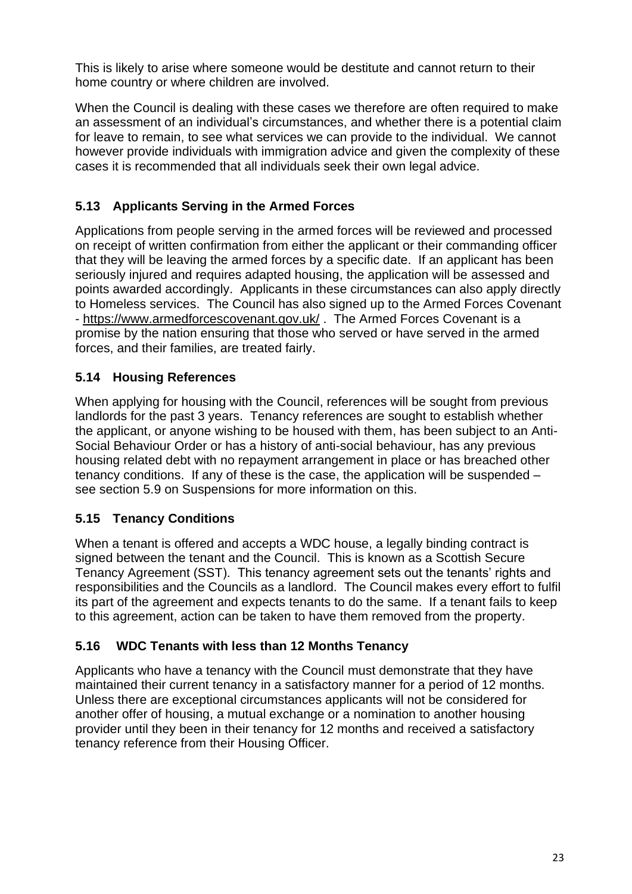This is likely to arise where someone would be destitute and cannot return to their home country or where children are involved.

When the Council is dealing with these cases we therefore are often required to make an assessment of an individual's circumstances, and whether there is a potential claim for leave to remain, to see what services we can provide to the individual. We cannot however provide individuals with immigration advice and given the complexity of these cases it is recommended that all individuals seek their own legal advice.

### 5.13 Applicants Serving in the Armed Forces

Applications from people serving in the armed forces will be reviewed and processed on receipt of written confirmation from either the applicant or their commanding officer that they will be leaving the armed forces by a specific date. If an applicant has been seriously injured and requires adapted housing, the application will be assessed and points awarded accordingly. Applicants in these circumstances can also apply directly to Homeless services. The Council has also signed up to the Armed Forces Covenant - https://www.armedforcescovenant.gov.uk/ . The Armed Forces Covenant is a promise by the nation ensuring that those who served or have served in the armed forces, and their families, are treated fairly.

### 5.14 Housing References

When applying for housing with the Council, references will be sought from previous landlords for the past 3 years. Tenancy references are sought to establish whether the applicant, or anyone wishing to be housed with them, has been subject to an Anti-Social Behaviour Order or has a history of anti-social behaviour, has any previous housing related debt with no repayment arrangement in place or has breached other tenancy conditions. If any of these is the case, the application will be suspended – see section 5.9 on Suspensions for more information on this.

### 5.15 Tenancy Conditions

When a tenant is offered and accepts a WDC house, a legally binding contract is signed between the tenant and the Council. This is known as a Scottish Secure Tenancy Agreement (SST). This tenancy agreement sets out the tenants' rights and responsibilities and the Councils as a landlord. The Council makes every effort to fulfil its part of the agreement and expects tenants to do the same. If a tenant fails to keep to this agreement, action can be taken to have them removed from the property.

### 5.16 WDC Tenants with less than 12 Months Tenancy

Applicants who have a tenancy with the Council must demonstrate that they have maintained their current tenancy in a satisfactory manner for a period of 12 months. Unless there are exceptional circumstances applicants will not be considered for another offer of housing, a mutual exchange or a nomination to another housing provider until they been in their tenancy for 12 months and received a satisfactory tenancy reference from their Housing Officer.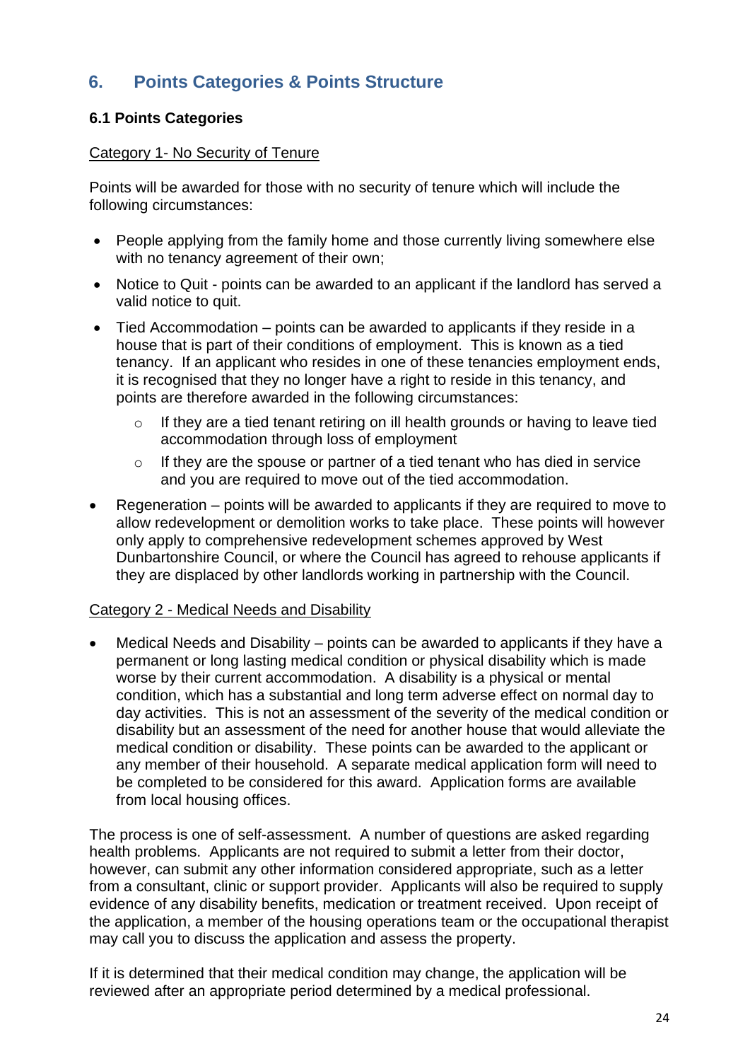## 6. Points Categories & Points Structure

### 6.1 Points Categories

Category 1- No Security of Tenure

Points will be awarded for those with no security of tenure which will include the following circumstances:

- People applying from the family home and those currently living somewhere else with no tenancy agreement of their own;
- Notice to Quit - points can be awarded to an applicant if the landlord has served a valid notice to quit.
- Tied Accommodation – points can be awarded to applicants if they reside in a house that is part of their conditions of employment. This is known as a tied tenancy. If an applicant who resides in one of these tenancies employment ends, it is recognised that they no longer have a right to reside in this tenancy, and points are therefore awarded in the following circumstances:
    - If they are a tied tenant retiring on ill health grounds or having to leave tied accommodation through loss of employment
    - If they are the spouse or partner of a tied tenant who has died in service and you are required to move out of the tied accommodation.
- Regeneration – points will be awarded to applicants if they are required to move to allow redevelopment or demolition works to take place. These points will however only apply to comprehensive redevelopment schemes approved by West Dunbartonshire Council, or where the Council has agreed to rehouse applicants if they are displaced by other landlords working in partnership with the Council.

Category 2 - Medical Needs and Disability

- Medical Needs and Disability – points can be awarded to applicants if they have a permanent or long lasting medical condition or physical disability which is made worse by their current accommodation. A disability is a physical or mental condition, which has a substantial and long term adverse effect on normal day to day activities. This is not an assessment of the severity of the medical condition or disability but an assessment of the need for another house that would alleviate the medical condition or disability. These points can be awarded to the applicant or any member of their household. A separate medical application form will need to be completed to be considered for this award. Application forms are available from local housing offices.

The process is one of self-assessment. A number of questions are asked regarding health problems. Applicants are not required to submit a letter from their doctor, however, can submit any other information considered appropriate, such as a letter from a consultant, clinic or support provider. Applicants will also be required to supply evidence of any disability benefits, medication or treatment received. Upon receipt of the application, a member of the housing operations team or the occupational therapist may call you to discuss the application and assess the property.

If it is determined that their medical condition may change, the application will be reviewed after an appropriate period determined by a medical professional.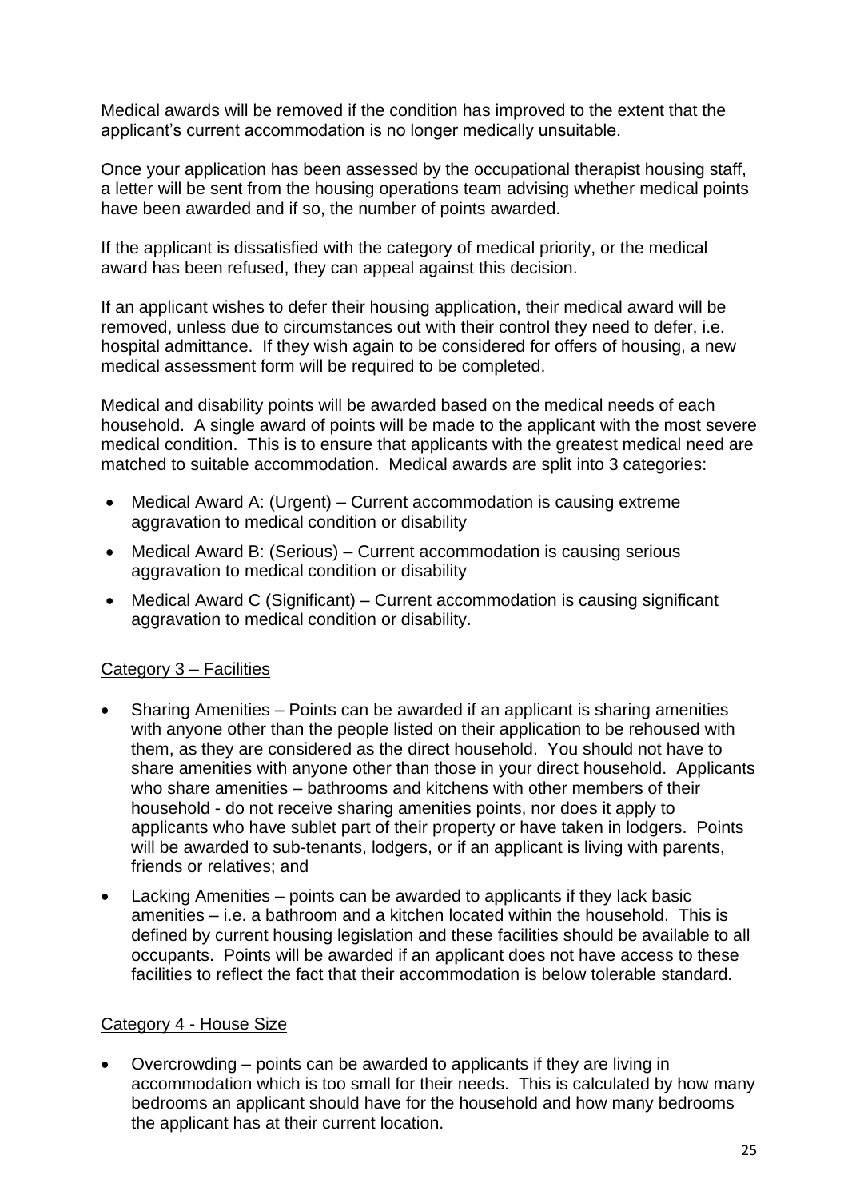Medical awards will be removed if the condition has improved to the extent that the applicant's current accommodation is no longer medically unsuitable.

Once your application has been assessed by the occupational therapist housing staff, a letter will be sent from the housing operations team advising whether medical points have been awarded and if so, the number of points awarded.

If the applicant is dissatisfied with the category of medical priority, or the medical award has been refused, they can appeal against this decision.

If an applicant wishes to defer their housing application, their medical award will be removed, unless due to circumstances out with their control they need to defer, i.e. hospital admittance. If they wish again to be considered for offers of housing, a new medical assessment form will be required to be completed.

Medical and disability points will be awarded based on the medical needs of each household. A single award of points will be made to the applicant with the most severe medical condition. This is to ensure that applicants with the greatest medical need are matched to suitable accommodation. Medical awards are split into 3 categories:

- Medical Award A: (Urgent) – Current accommodation is causing extreme aggravation to medical condition or disability
- Medical Award B: (Serious) – Current accommodation is causing serious aggravation to medical condition or disability
- Medical Award C (Significant) – Current accommodation is causing significant aggravation to medical condition or disability.

## Category 3 – Facilities

- Sharing Amenities – Points can be awarded if an applicant is sharing amenities with anyone other than the people listed on their application to be rehoused with them, as they are considered as the direct household. You should not have to share amenities with anyone other than those in your direct household. Applicants who share amenities – bathrooms and kitchens with other members of their household - do not receive sharing amenities points, nor does it apply to applicants who have sublet part of their property or have taken in lodgers. Points will be awarded to sub-tenants, lodgers, or if an applicant is living with parents, friends or relatives; and
- Lacking Amenities – points can be awarded to applicants if they lack basic amenities – i.e. a bathroom and a kitchen located within the household. This is defined by current housing legislation and these facilities should be available to all occupants. Points will be awarded if an applicant does not have access to these facilities to reflect the fact that their accommodation is below tolerable standard.

## Category 4 - House Size

- Overcrowding – points can be awarded to applicants if they are living in accommodation which is too small for their needs. This is calculated by how many bedrooms an applicant should have for the household and how many bedrooms the applicant has at their current location.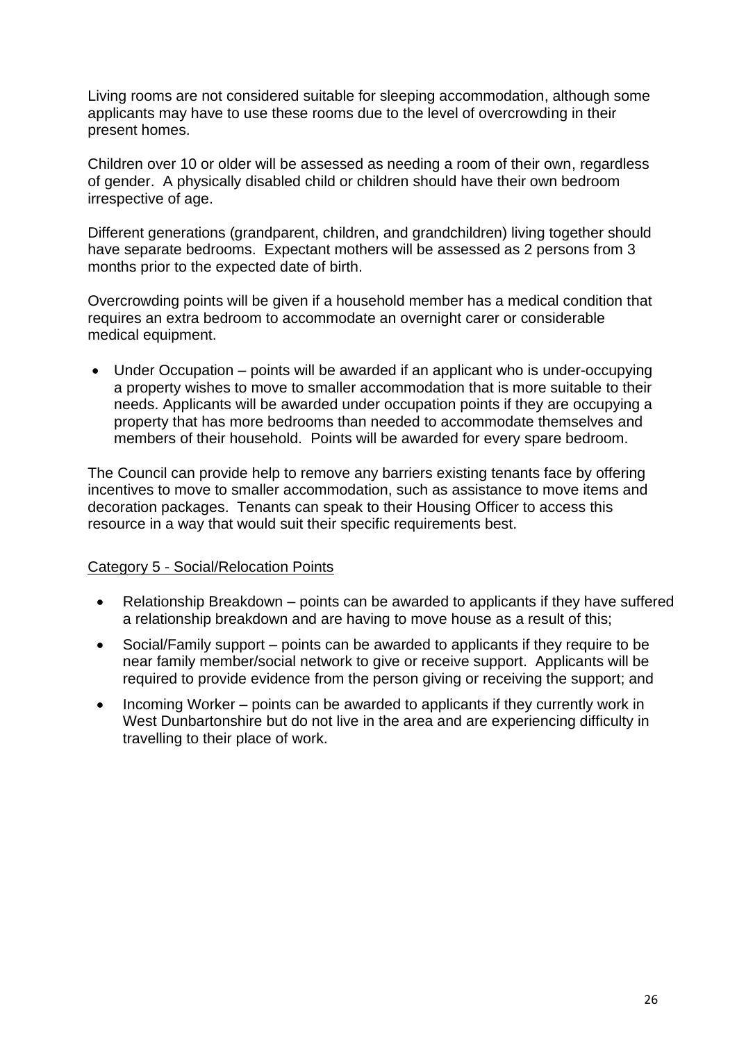Living rooms are not considered suitable for sleeping accommodation, although some applicants may have to use these rooms due to the level of overcrowding in their present homes.

Children over 10 or older will be assessed as needing a room of their own, regardless of gender. A physically disabled child or children should have their own bedroom irrespective of age.

Different generations (grandparent, children, and grandchildren) living together should have separate bedrooms. Expectant mothers will be assessed as 2 persons from 3 months prior to the expected date of birth.

Overcrowding points will be given if a household member has a medical condition that requires an extra bedroom to accommodate an overnight carer or considerable medical equipment.

- Under Occupation – points will be awarded if an applicant who is under-occupying a property wishes to move to smaller accommodation that is more suitable to their needs. Applicants will be awarded under occupation points if they are occupying a property that has more bedrooms than needed to accommodate themselves and members of their household. Points will be awarded for every spare bedroom.

The Council can provide help to remove any barriers existing tenants face by offering incentives to move to smaller accommodation, such as assistance to move items and decoration packages. Tenants can speak to their Housing Officer to access this resource in a way that would suit their specific requirements best.

Category 5 - Social/Relocation Points

- Relationship Breakdown – points can be awarded to applicants if they have suffered a relationship breakdown and are having to move house as a result of this;
- Social/Family support – points can be awarded to applicants if they require to be near family member/social network to give or receive support. Applicants will be required to provide evidence from the person giving or receiving the support; and
- Incoming Worker – points can be awarded to applicants if they currently work in West Dunbartonshire but do not live in the area and are experiencing difficulty in travelling to their place of work.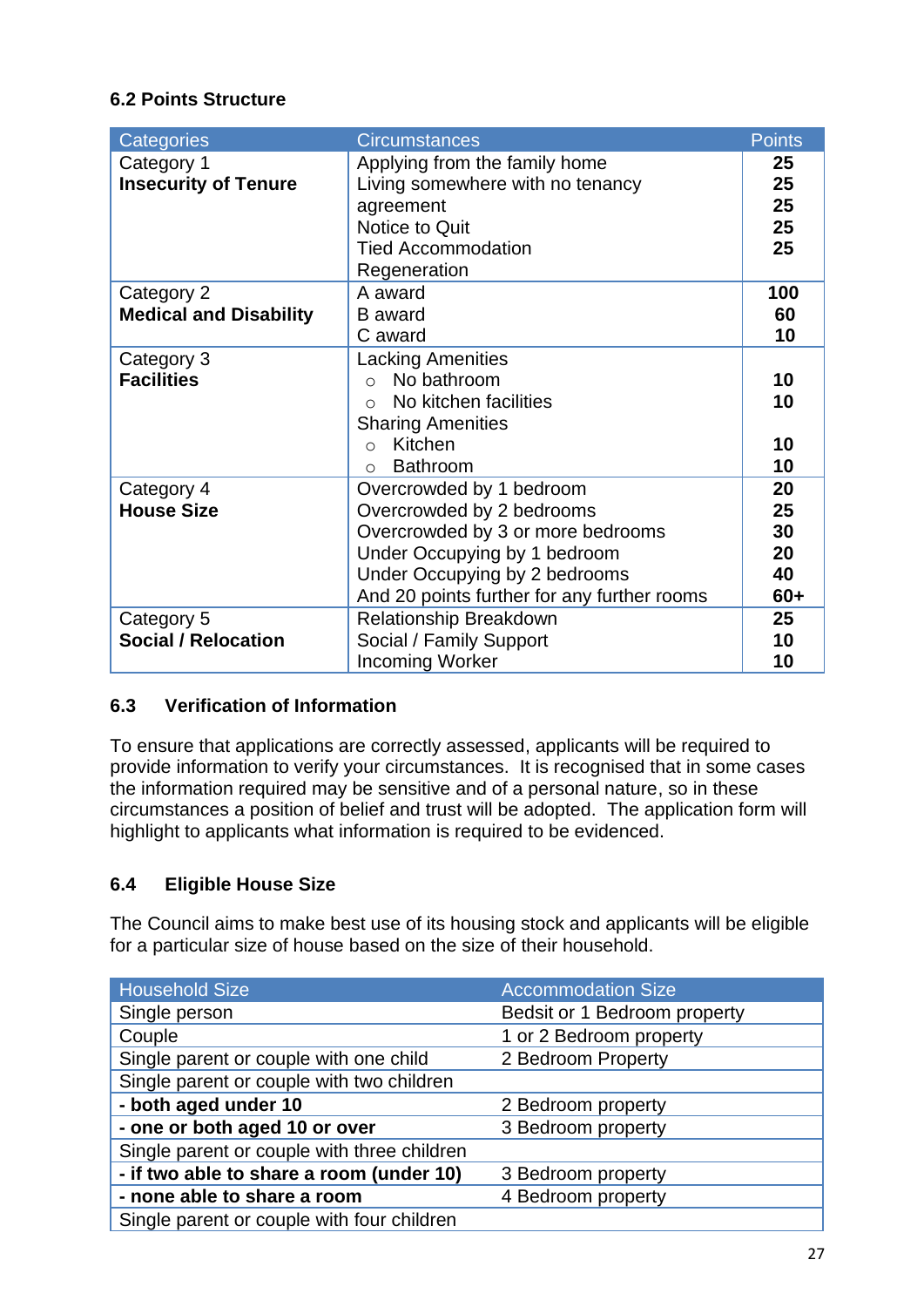### 6.2 Points Structure

| Categories | Circumstances | Points |
|---|---|---|
| Category 1 **Insecurity of Tenure** | Applying from the family home<br>Living somewhere with no tenancy agreement<br>Notice to Quit<br>Tied Accommodation<br>Regeneration | **25**<br>**25**<br>**25**<br>**25**<br>**25** |
| Category 2 **Medical and Disability** | A award<br>B award<br>C award | **100**<br>**60**<br>**10** |
| Category 3 **Facilities** | Lacking Amenities<br>○ No bathroom<br>○ No kitchen facilities<br>Sharing Amenities<br>○ Kitchen<br>○ Bathroom | <br>**10**<br>**10**<br><br>**10**<br>**10** |
| Category 4 **House Size** | Overcrowded by 1 bedroom<br>Overcrowded by 2 bedrooms<br>Overcrowded by 3 or more bedrooms<br>Under Occupying by 1 bedroom<br>Under Occupying by 2 bedrooms<br>And 20 points further for any further rooms | **20**<br>**25**<br>**30**<br>**20**<br>**40**<br>**60+** |
| Category 5 **Social / Relocation** | Relationship Breakdown<br>Social / Family Support<br>Incoming Worker | **25**<br>**10**<br>**10** |

### 6.3 Verification of Information

To ensure that applications are correctly assessed, applicants will be required to provide information to verify your circumstances. It is recognised that in some cases the information required may be sensitive and of a personal nature, so in these circumstances a position of belief and trust will be adopted. The application form will highlight to applicants what information is required to be evidenced.

### 6.4 Eligible House Size

The Council aims to make best use of its housing stock and applicants will be eligible for a particular size of house based on the size of their household.

| Household Size | Accommodation Size |
|---|---|
| Single person | Bedsit or 1 Bedroom property |
| Couple | 1 or 2 Bedroom property |
| Single parent or couple with one child | 2 Bedroom Property |
| Single parent or couple with two children | |
| **- both aged under 10** | 2 Bedroom property |
| **- one or both aged 10 or over** | 3 Bedroom property |
| Single parent or couple with three children | |
| **- if two able to share a room (under 10)** | 3 Bedroom property |
| **- none able to share a room** | 4 Bedroom property |
| Single parent or couple with four children | |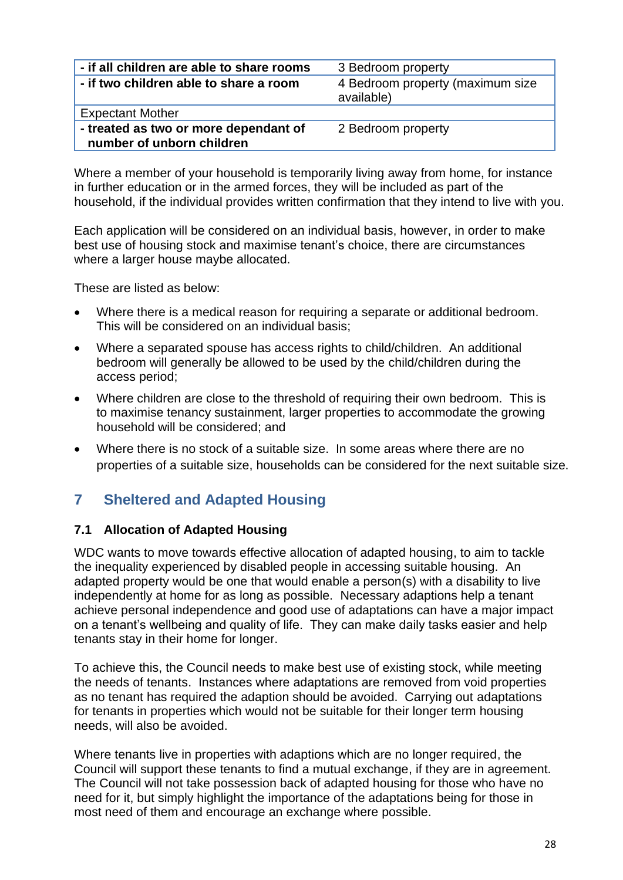| | |
|---|---|
| **- if all children are able to share rooms** | 3 Bedroom property |
| **- if two children able to share a room** | 4 Bedroom property (maximum size available) |
| Expectant Mother | |
| **- treated as two or more dependant of number of unborn children** | 2 Bedroom property |

Where a member of your household is temporarily living away from home, for instance in further education or in the armed forces, they will be included as part of the household, if the individual provides written confirmation that they intend to live with you.

Each application will be considered on an individual basis, however, in order to make best use of housing stock and maximise tenant's choice, there are circumstances where a larger house maybe allocated.

These are listed as below:

- Where there is a medical reason for requiring a separate or additional bedroom. This will be considered on an individual basis;
- Where a separated spouse has access rights to child/children. An additional bedroom will generally be allowed to be used by the child/children during the access period;
- Where children are close to the threshold of requiring their own bedroom. This is to maximise tenancy sustainment, larger properties to accommodate the growing household will be considered; and
- Where there is no stock of a suitable size. In some areas where there are no properties of a suitable size, households can be considered for the next suitable size.

## 7 Sheltered and Adapted Housing

### 7.1 Allocation of Adapted Housing

WDC wants to move towards effective allocation of adapted housing, to aim to tackle the inequality experienced by disabled people in accessing suitable housing. An adapted property would be one that would enable a person(s) with a disability to live independently at home for as long as possible. Necessary adaptions help a tenant achieve personal independence and good use of adaptations can have a major impact on a tenant's wellbeing and quality of life. They can make daily tasks easier and help tenants stay in their home for longer.

To achieve this, the Council needs to make best use of existing stock, while meeting the needs of tenants. Instances where adaptations are removed from void properties as no tenant has required the adaption should be avoided. Carrying out adaptations for tenants in properties which would not be suitable for their longer term housing needs, will also be avoided.

Where tenants live in properties with adaptions which are no longer required, the Council will support these tenants to find a mutual exchange, if they are in agreement. The Council will not take possession back of adapted housing for those who have no need for it, but simply highlight the importance of the adaptations being for those in most need of them and encourage an exchange where possible.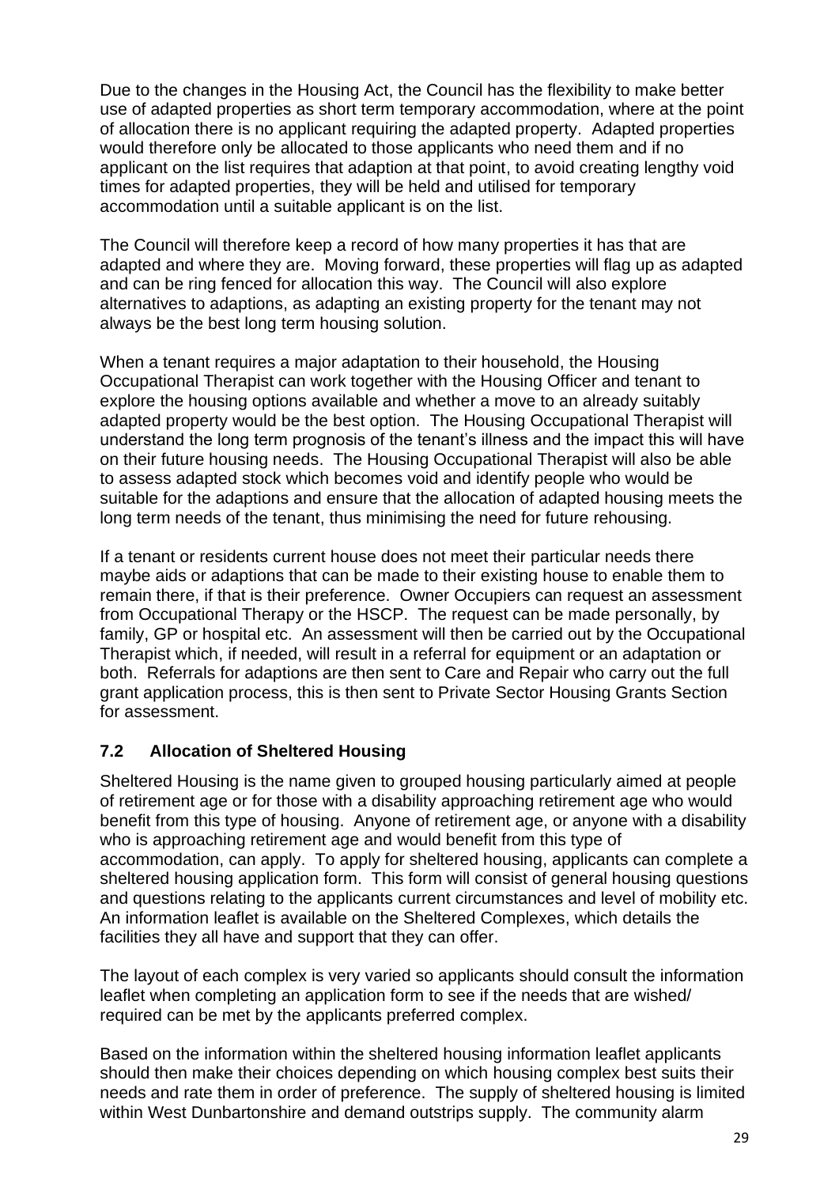Due to the changes in the Housing Act, the Council has the flexibility to make better use of adapted properties as short term temporary accommodation, where at the point of allocation there is no applicant requiring the adapted property. Adapted properties would therefore only be allocated to those applicants who need them and if no applicant on the list requires that adaption at that point, to avoid creating lengthy void times for adapted properties, they will be held and utilised for temporary accommodation until a suitable applicant is on the list.

The Council will therefore keep a record of how many properties it has that are adapted and where they are. Moving forward, these properties will flag up as adapted and can be ring fenced for allocation this way. The Council will also explore alternatives to adaptions, as adapting an existing property for the tenant may not always be the best long term housing solution.

When a tenant requires a major adaptation to their household, the Housing Occupational Therapist can work together with the Housing Officer and tenant to explore the housing options available and whether a move to an already suitably adapted property would be the best option. The Housing Occupational Therapist will understand the long term prognosis of the tenant's illness and the impact this will have on their future housing needs. The Housing Occupational Therapist will also be able to assess adapted stock which becomes void and identify people who would be suitable for the adaptions and ensure that the allocation of adapted housing meets the long term needs of the tenant, thus minimising the need for future rehousing.

If a tenant or residents current house does not meet their particular needs there maybe aids or adaptions that can be made to their existing house to enable them to remain there, if that is their preference. Owner Occupiers can request an assessment from Occupational Therapy or the HSCP. The request can be made personally, by family, GP or hospital etc. An assessment will then be carried out by the Occupational Therapist which, if needed, will result in a referral for equipment or an adaptation or both. Referrals for adaptions are then sent to Care and Repair who carry out the full grant application process, this is then sent to Private Sector Housing Grants Section for assessment.

## 7.2 Allocation of Sheltered Housing

Sheltered Housing is the name given to grouped housing particularly aimed at people of retirement age or for those with a disability approaching retirement age who would benefit from this type of housing. Anyone of retirement age, or anyone with a disability who is approaching retirement age and would benefit from this type of accommodation, can apply. To apply for sheltered housing, applicants can complete a sheltered housing application form. This form will consist of general housing questions and questions relating to the applicants current circumstances and level of mobility etc. An information leaflet is available on the Sheltered Complexes, which details the facilities they all have and support that they can offer.

The layout of each complex is very varied so applicants should consult the information leaflet when completing an application form to see if the needs that are wished/ required can be met by the applicants preferred complex.

Based on the information within the sheltered housing information leaflet applicants should then make their choices depending on which housing complex best suits their needs and rate them in order of preference. The supply of sheltered housing is limited within West Dunbartonshire and demand outstrips supply. The community alarm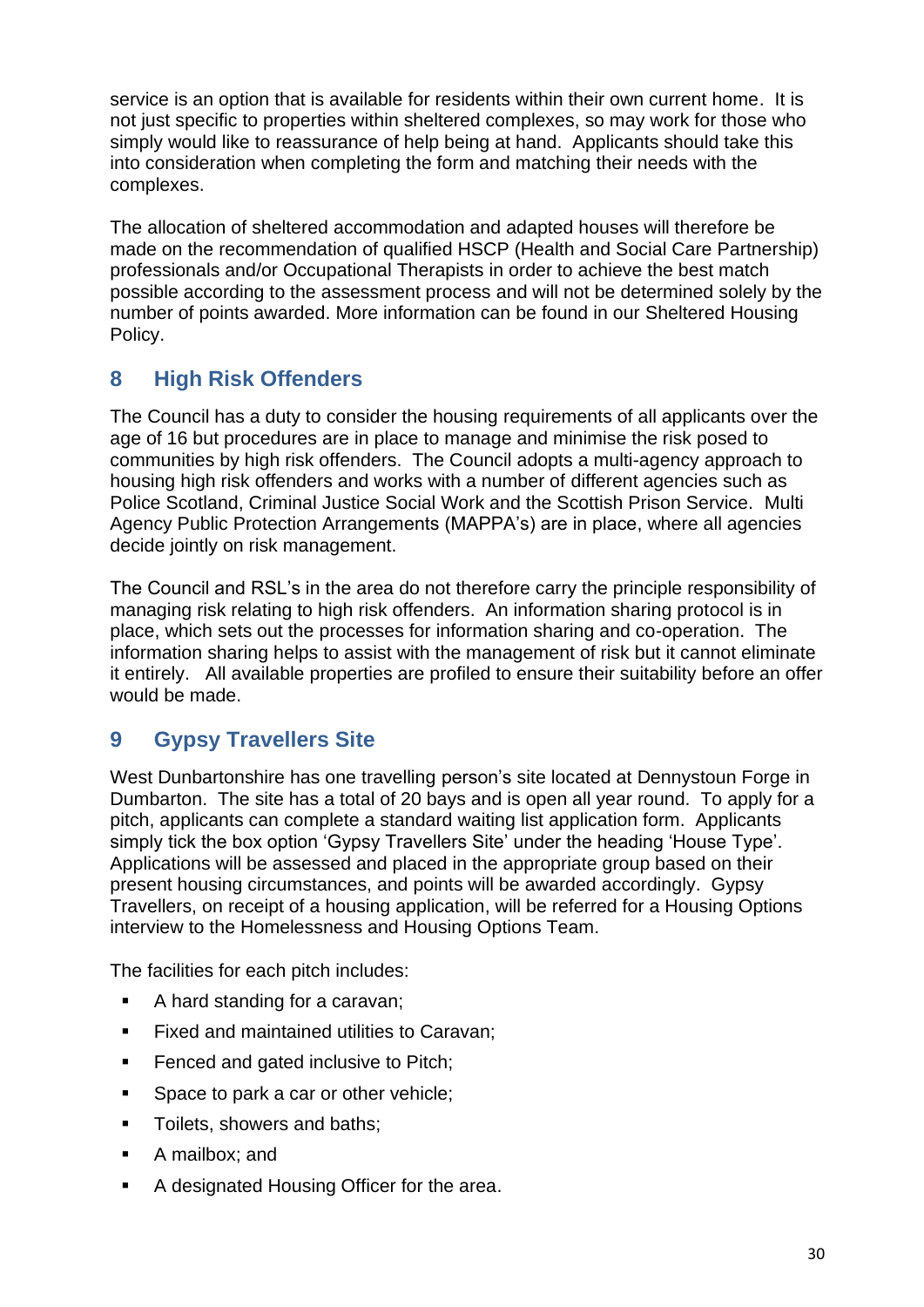service is an option that is available for residents within their own current home. It is not just specific to properties within sheltered complexes, so may work for those who simply would like to reassurance of help being at hand. Applicants should take this into consideration when completing the form and matching their needs with the complexes.

The allocation of sheltered accommodation and adapted houses will therefore be made on the recommendation of qualified HSCP (Health and Social Care Partnership) professionals and/or Occupational Therapists in order to achieve the best match possible according to the assessment process and will not be determined solely by the number of points awarded. More information can be found in our Sheltered Housing Policy.

## 8 High Risk Offenders

The Council has a duty to consider the housing requirements of all applicants over the age of 16 but procedures are in place to manage and minimise the risk posed to communities by high risk offenders. The Council adopts a multi-agency approach to housing high risk offenders and works with a number of different agencies such as Police Scotland, Criminal Justice Social Work and the Scottish Prison Service. Multi Agency Public Protection Arrangements (MAPPA's) are in place, where all agencies decide jointly on risk management.

The Council and RSL's in the area do not therefore carry the principle responsibility of managing risk relating to high risk offenders. An information sharing protocol is in place, which sets out the processes for information sharing and co-operation. The information sharing helps to assist with the management of risk but it cannot eliminate it entirely. All available properties are profiled to ensure their suitability before an offer would be made.

## 9 Gypsy Travellers Site

West Dunbartonshire has one travelling person's site located at Dennystoun Forge in Dumbarton. The site has a total of 20 bays and is open all year round. To apply for a pitch, applicants can complete a standard waiting list application form. Applicants simply tick the box option 'Gypsy Travellers Site' under the heading 'House Type'. Applications will be assessed and placed in the appropriate group based on their present housing circumstances, and points will be awarded accordingly. Gypsy Travellers, on receipt of a housing application, will be referred for a Housing Options interview to the Homelessness and Housing Options Team.

The facilities for each pitch includes:

- A hard standing for a caravan;
- Fixed and maintained utilities to Caravan;
- Fenced and gated inclusive to Pitch;
- Space to park a car or other vehicle;
- Toilets, showers and baths;
- A mailbox; and
- A designated Housing Officer for the area.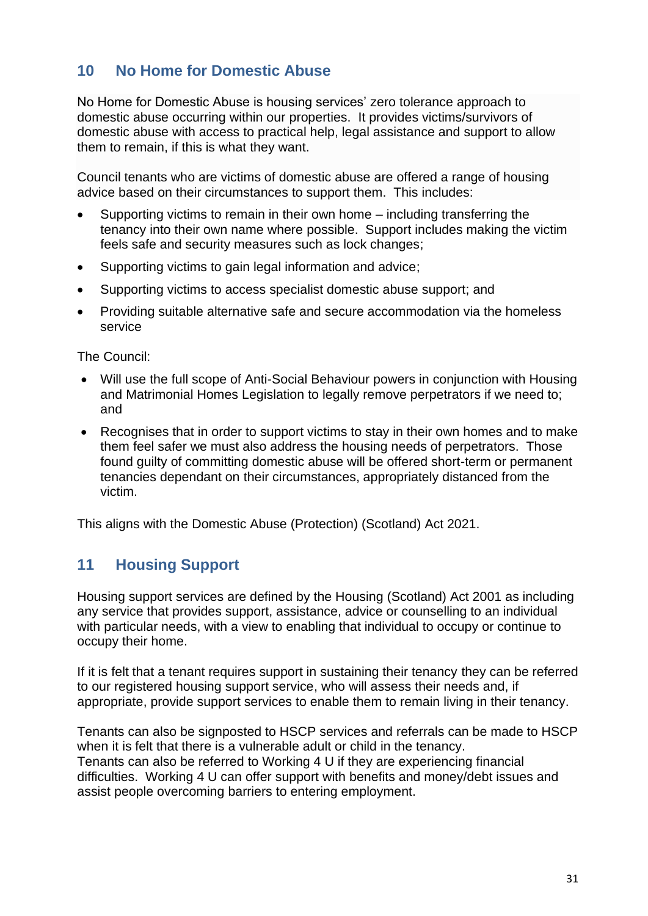## 10 No Home for Domestic Abuse

No Home for Domestic Abuse is housing services' zero tolerance approach to domestic abuse occurring within our properties. It provides victims/survivors of domestic abuse with access to practical help, legal assistance and support to allow them to remain, if this is what they want.

Council tenants who are victims of domestic abuse are offered a range of housing advice based on their circumstances to support them. This includes:

- Supporting victims to remain in their own home – including transferring the tenancy into their own name where possible. Support includes making the victim feels safe and security measures such as lock changes;
- Supporting victims to gain legal information and advice;
- Supporting victims to access specialist domestic abuse support; and
- Providing suitable alternative safe and secure accommodation via the homeless service

The Council:

- Will use the full scope of Anti-Social Behaviour powers in conjunction with Housing and Matrimonial Homes Legislation to legally remove perpetrators if we need to; and
- Recognises that in order to support victims to stay in their own homes and to make them feel safer we must also address the housing needs of perpetrators. Those found guilty of committing domestic abuse will be offered short-term or permanent tenancies dependant on their circumstances, appropriately distanced from the victim.

This aligns with the Domestic Abuse (Protection) (Scotland) Act 2021.

## 11 Housing Support

Housing support services are defined by the Housing (Scotland) Act 2001 as including any service that provides support, assistance, advice or counselling to an individual with particular needs, with a view to enabling that individual to occupy or continue to occupy their home.

If it is felt that a tenant requires support in sustaining their tenancy they can be referred to our registered housing support service, who will assess their needs and, if appropriate, provide support services to enable them to remain living in their tenancy.

Tenants can also be signposted to HSCP services and referrals can be made to HSCP when it is felt that there is a vulnerable adult or child in the tenancy.
Tenants can also be referred to Working 4 U if they are experiencing financial difficulties. Working 4 U can offer support with benefits and money/debt issues and assist people overcoming barriers to entering employment.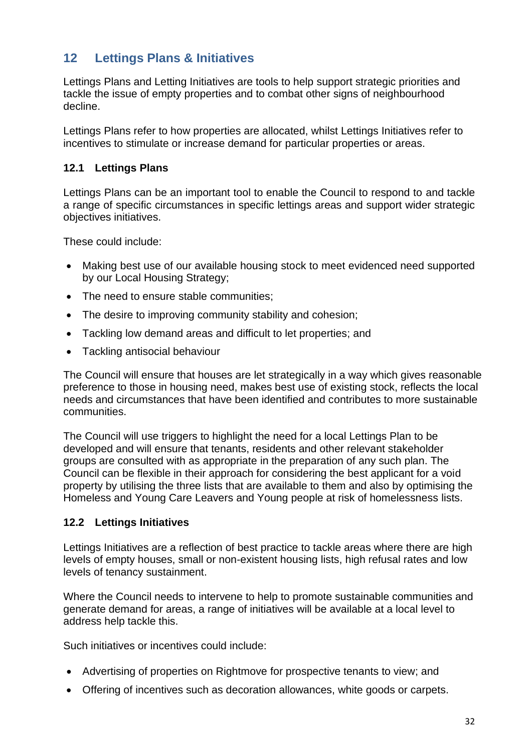## 12 Lettings Plans & Initiatives

Lettings Plans and Letting Initiatives are tools to help support strategic priorities and tackle the issue of empty properties and to combat other signs of neighbourhood decline.

Lettings Plans refer to how properties are allocated, whilst Lettings Initiatives refer to incentives to stimulate or increase demand for particular properties or areas.

### 12.1 Lettings Plans

Lettings Plans can be an important tool to enable the Council to respond to and tackle a range of specific circumstances in specific lettings areas and support wider strategic objectives initiatives.

These could include:

- Making best use of our available housing stock to meet evidenced need supported by our Local Housing Strategy;
- The need to ensure stable communities;
- The desire to improving community stability and cohesion;
- Tackling low demand areas and difficult to let properties; and
- Tackling antisocial behaviour

The Council will ensure that houses are let strategically in a way which gives reasonable preference to those in housing need, makes best use of existing stock, reflects the local needs and circumstances that have been identified and contributes to more sustainable communities.

The Council will use triggers to highlight the need for a local Lettings Plan to be developed and will ensure that tenants, residents and other relevant stakeholder groups are consulted with as appropriate in the preparation of any such plan. The Council can be flexible in their approach for considering the best applicant for a void property by utilising the three lists that are available to them and also by optimising the Homeless and Young Care Leavers and Young people at risk of homelessness lists.

### 12.2 Lettings Initiatives

Lettings Initiatives are a reflection of best practice to tackle areas where there are high levels of empty houses, small or non-existent housing lists, high refusal rates and low levels of tenancy sustainment.

Where the Council needs to intervene to help to promote sustainable communities and generate demand for areas, a range of initiatives will be available at a local level to address help tackle this.

Such initiatives or incentives could include:

- Advertising of properties on Rightmove for prospective tenants to view; and
- Offering of incentives such as decoration allowances, white goods or carpets.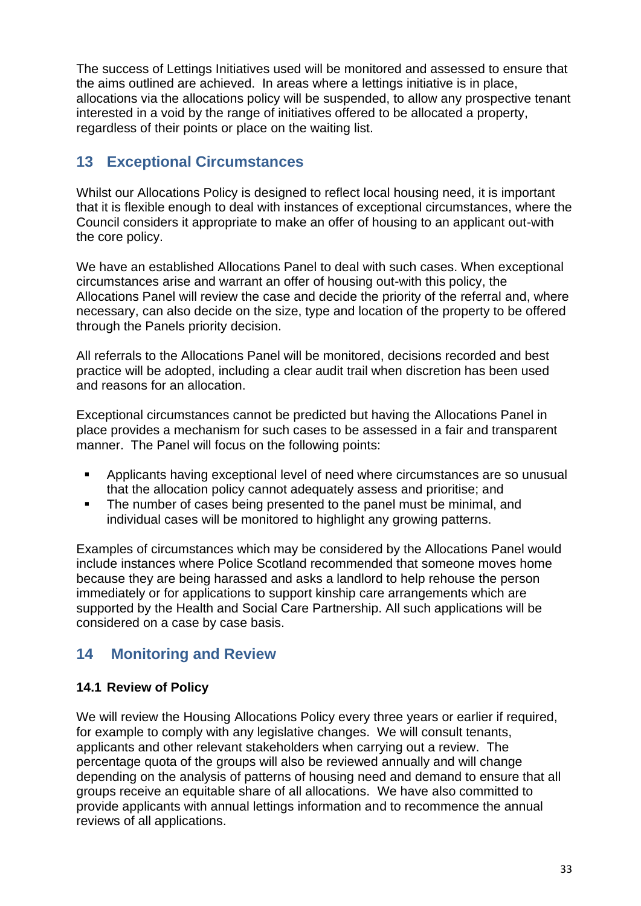The success of Lettings Initiatives used will be monitored and assessed to ensure that the aims outlined are achieved. In areas where a lettings initiative is in place, allocations via the allocations policy will be suspended, to allow any prospective tenant interested in a void by the range of initiatives offered to be allocated a property, regardless of their points or place on the waiting list.

## 13 Exceptional Circumstances

Whilst our Allocations Policy is designed to reflect local housing need, it is important that it is flexible enough to deal with instances of exceptional circumstances, where the Council considers it appropriate to make an offer of housing to an applicant out-with the core policy.

We have an established Allocations Panel to deal with such cases. When exceptional circumstances arise and warrant an offer of housing out-with this policy, the Allocations Panel will review the case and decide the priority of the referral and, where necessary, can also decide on the size, type and location of the property to be offered through the Panels priority decision.

All referrals to the Allocations Panel will be monitored, decisions recorded and best practice will be adopted, including a clear audit trail when discretion has been used and reasons for an allocation.

Exceptional circumstances cannot be predicted but having the Allocations Panel in place provides a mechanism for such cases to be assessed in a fair and transparent manner. The Panel will focus on the following points:

- Applicants having exceptional level of need where circumstances are so unusual that the allocation policy cannot adequately assess and prioritise; and
- The number of cases being presented to the panel must be minimal, and individual cases will be monitored to highlight any growing patterns.

Examples of circumstances which may be considered by the Allocations Panel would include instances where Police Scotland recommended that someone moves home because they are being harassed and asks a landlord to help rehouse the person immediately or for applications to support kinship care arrangements which are supported by the Health and Social Care Partnership. All such applications will be considered on a case by case basis.

## 14 Monitoring and Review

### 14.1 Review of Policy

We will review the Housing Allocations Policy every three years or earlier if required, for example to comply with any legislative changes. We will consult tenants, applicants and other relevant stakeholders when carrying out a review. The percentage quota of the groups will also be reviewed annually and will change depending on the analysis of patterns of housing need and demand to ensure that all groups receive an equitable share of all allocations. We have also committed to provide applicants with annual lettings information and to recommence the annual reviews of all applications.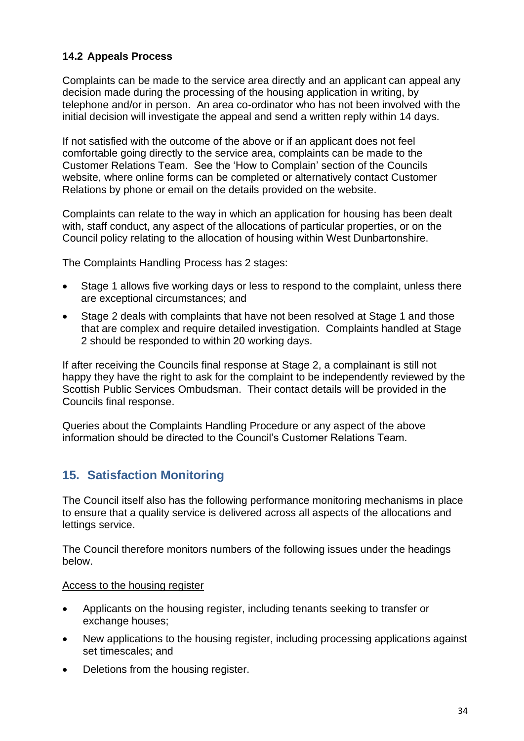### 14.2 Appeals Process

Complaints can be made to the service area directly and an applicant can appeal any decision made during the processing of the housing application in writing, by telephone and/or in person. An area co-ordinator who has not been involved with the initial decision will investigate the appeal and send a written reply within 14 days.

If not satisfied with the outcome of the above or if an applicant does not feel comfortable going directly to the service area, complaints can be made to the Customer Relations Team. See the 'How to Complain' section of the Councils website, where online forms can be completed or alternatively contact Customer Relations by phone or email on the details provided on the website.

Complaints can relate to the way in which an application for housing has been dealt with, staff conduct, any aspect of the allocations of particular properties, or on the Council policy relating to the allocation of housing within West Dunbartonshire.

The Complaints Handling Process has 2 stages:

- Stage 1 allows five working days or less to respond to the complaint, unless there are exceptional circumstances; and
- Stage 2 deals with complaints that have not been resolved at Stage 1 and those that are complex and require detailed investigation. Complaints handled at Stage 2 should be responded to within 20 working days.

If after receiving the Councils final response at Stage 2, a complainant is still not happy they have the right to ask for the complaint to be independently reviewed by the Scottish Public Services Ombudsman. Their contact details will be provided in the Councils final response.

Queries about the Complaints Handling Procedure or any aspect of the above information should be directed to the Council's Customer Relations Team.

## 15. Satisfaction Monitoring

The Council itself also has the following performance monitoring mechanisms in place to ensure that a quality service is delivered across all aspects of the allocations and lettings service.

The Council therefore monitors numbers of the following issues under the headings below.

<u>Access to the housing register</u>

- Applicants on the housing register, including tenants seeking to transfer or exchange houses;
- New applications to the housing register, including processing applications against set timescales; and
- Deletions from the housing register.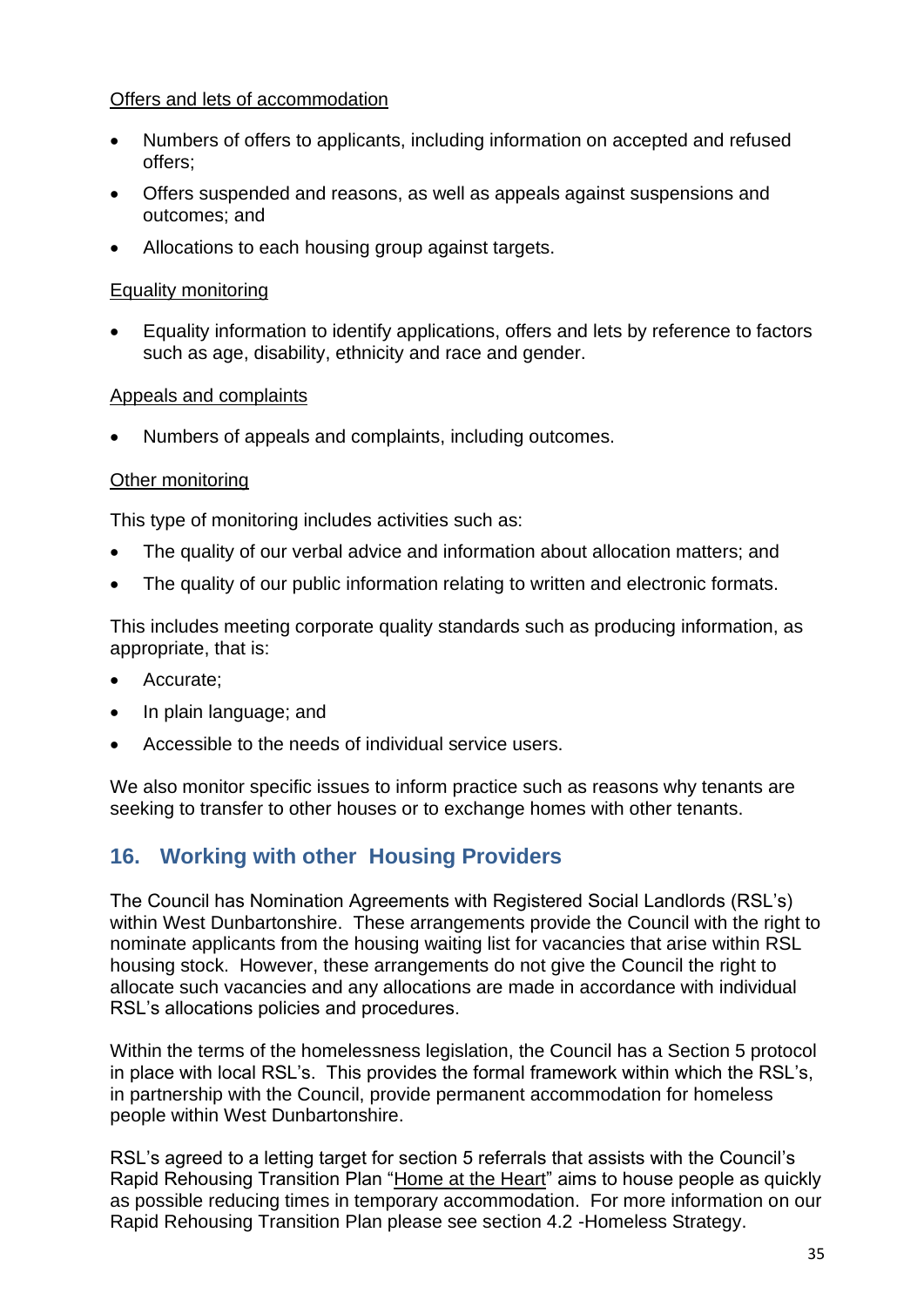Offers and lets of accommodation

- Numbers of offers to applicants, including information on accepted and refused offers;
- Offers suspended and reasons, as well as appeals against suspensions and outcomes; and
- Allocations to each housing group against targets.

Equality monitoring

- Equality information to identify applications, offers and lets by reference to factors such as age, disability, ethnicity and race and gender.

Appeals and complaints

- Numbers of appeals and complaints, including outcomes.

Other monitoring

This type of monitoring includes activities such as:

- The quality of our verbal advice and information about allocation matters; and
- The quality of our public information relating to written and electronic formats.

This includes meeting corporate quality standards such as producing information, as appropriate, that is:

- Accurate;
- In plain language; and
- Accessible to the needs of individual service users.

We also monitor specific issues to inform practice such as reasons why tenants are seeking to transfer to other houses or to exchange homes with other tenants.

## 16. Working with other Housing Providers

The Council has Nomination Agreements with Registered Social Landlords (RSL's) within West Dunbartonshire. These arrangements provide the Council with the right to nominate applicants from the housing waiting list for vacancies that arise within RSL housing stock. However, these arrangements do not give the Council the right to allocate such vacancies and any allocations are made in accordance with individual RSL's allocations policies and procedures.

Within the terms of the homelessness legislation, the Council has a Section 5 protocol in place with local RSL's. This provides the formal framework within which the RSL's, in partnership with the Council, provide permanent accommodation for homeless people within West Dunbartonshire.

RSL's agreed to a letting target for section 5 referrals that assists with the Council's Rapid Rehousing Transition Plan "Home at the Heart" aims to house people as quickly as possible reducing times in temporary accommodation. For more information on our Rapid Rehousing Transition Plan please see section 4.2 -Homeless Strategy.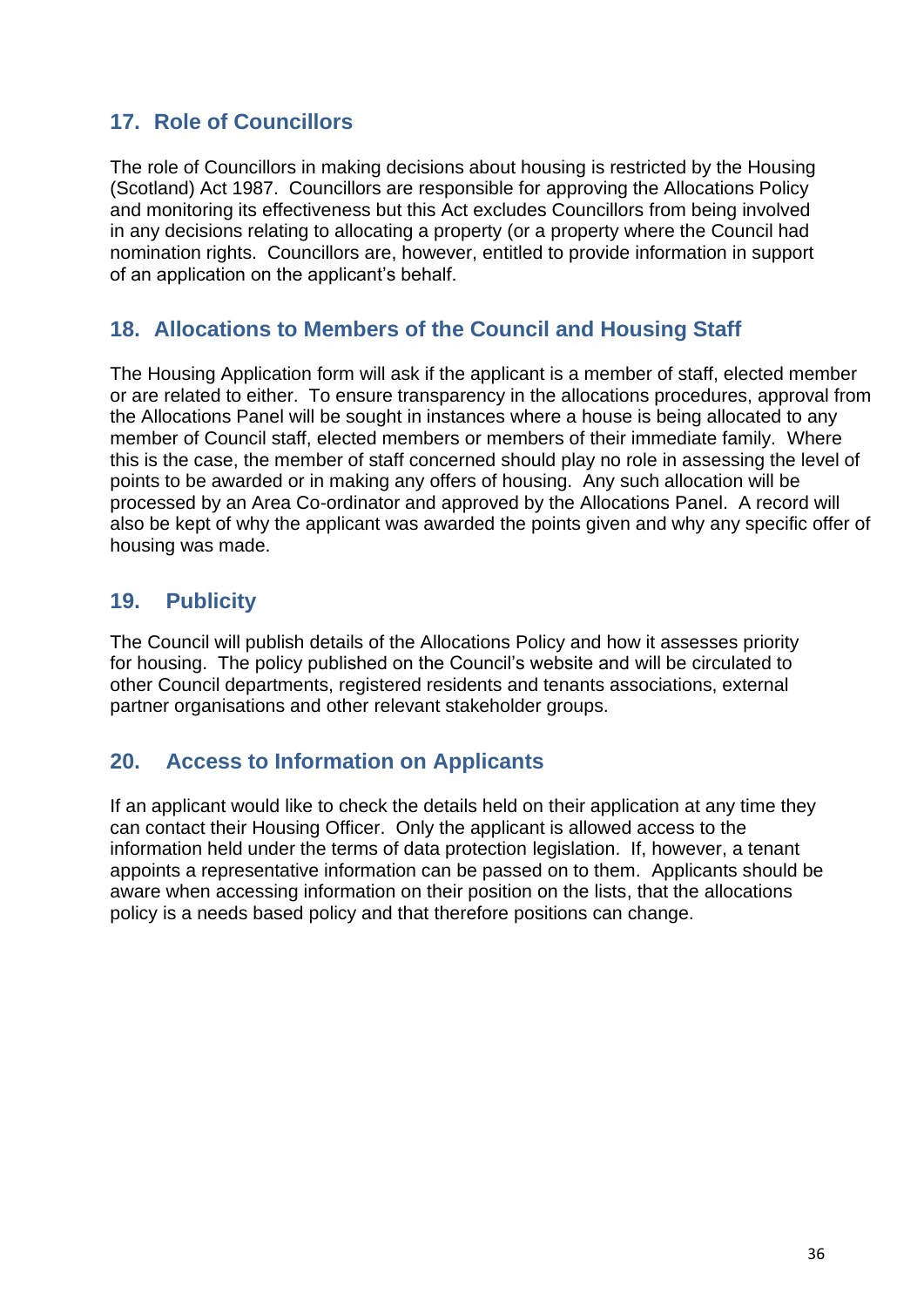## 17. Role of Councillors

The role of Councillors in making decisions about housing is restricted by the Housing (Scotland) Act 1987. Councillors are responsible for approving the Allocations Policy and monitoring its effectiveness but this Act excludes Councillors from being involved in any decisions relating to allocating a property (or a property where the Council had nomination rights. Councillors are, however, entitled to provide information in support of an application on the applicant's behalf.

## 18. Allocations to Members of the Council and Housing Staff

The Housing Application form will ask if the applicant is a member of staff, elected member or are related to either. To ensure transparency in the allocations procedures, approval from the Allocations Panel will be sought in instances where a house is being allocated to any member of Council staff, elected members or members of their immediate family. Where this is the case, the member of staff concerned should play no role in assessing the level of points to be awarded or in making any offers of housing. Any such allocation will be processed by an Area Co-ordinator and approved by the Allocations Panel. A record will also be kept of why the applicant was awarded the points given and why any specific offer of housing was made.

## 19. Publicity

The Council will publish details of the Allocations Policy and how it assesses priority for housing. The policy published on the Council's website and will be circulated to other Council departments, registered residents and tenants associations, external partner organisations and other relevant stakeholder groups.

## 20. Access to Information on Applicants

If an applicant would like to check the details held on their application at any time they can contact their Housing Officer. Only the applicant is allowed access to the information held under the terms of data protection legislation. If, however, a tenant appoints a representative information can be passed on to them. Applicants should be aware when accessing information on their position on the lists, that the allocations policy is a needs based policy and that therefore positions can change.